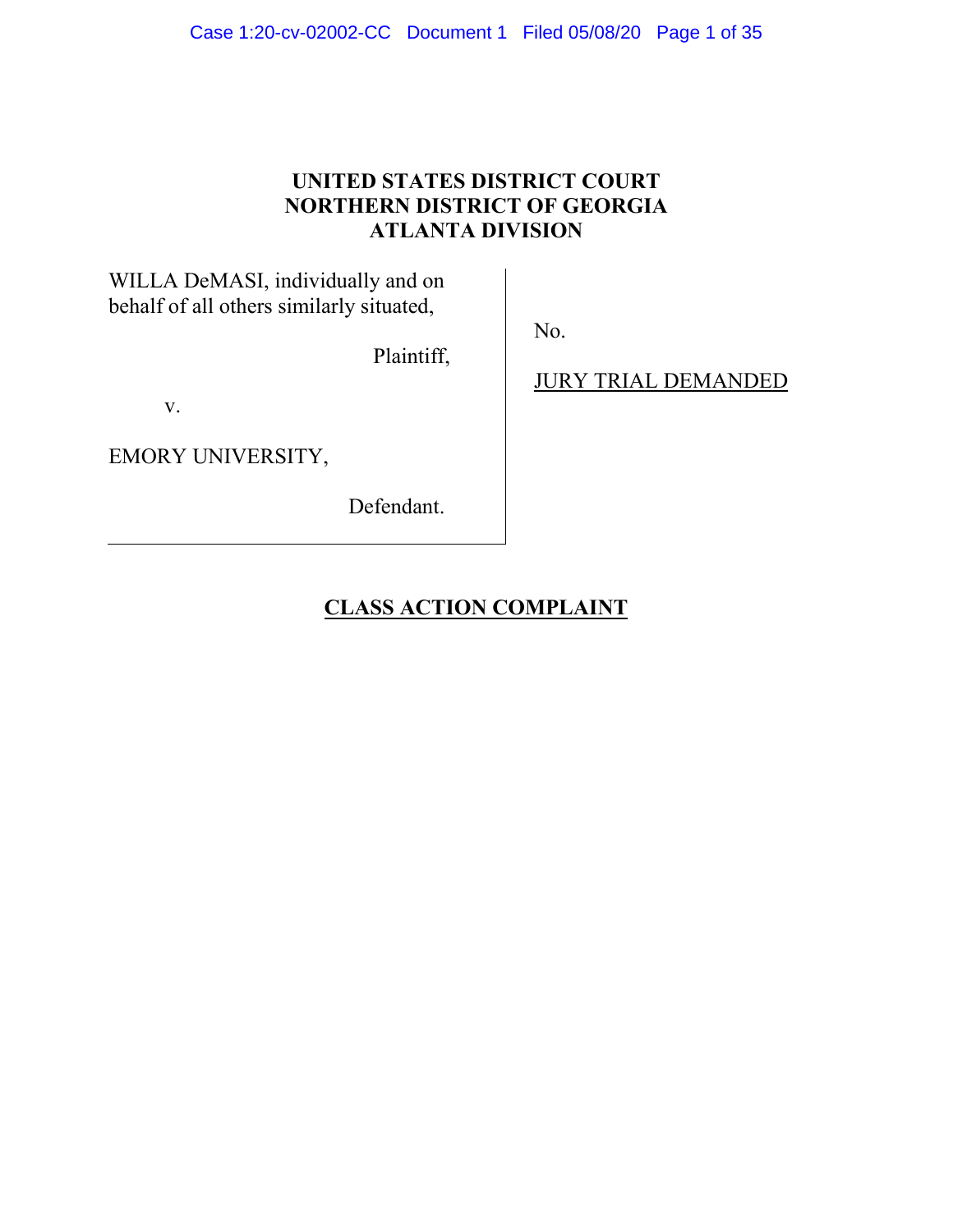# UNITED STATES DISTRICT COURT
# NORTHERN DISTRICT OF GEORGIA
# ATLANTA DIVISION

| | |
|---|---|
| WILLA DeMASI, individually and on behalf of all others similarly situated,<br><br>Plaintiff,<br><br>v.<br><br>EMORY UNIVERSITY,<br><br>Defendant. | No.<br><br>JURY TRIAL DEMANDED |

## CLASS ACTION COMPLAINT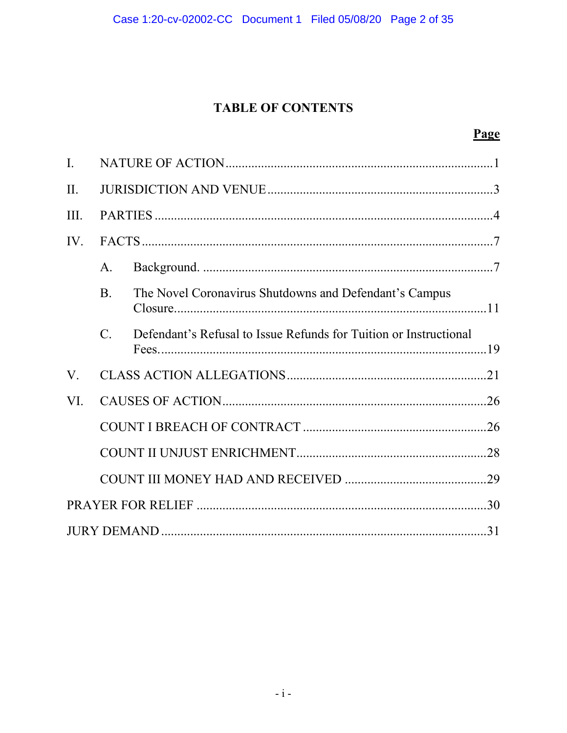# TABLE OF CONTENTS

| | | Page |
|---|---|---|
| I. | NATURE OF ACTION | 1 |
| II. | JURISDICTION AND VENUE | 3 |
| III. | PARTIES | 4 |
| IV. | FACTS | 7 |
| | A. Background. | 7 |
| | B. The Novel Coronavirus Shutdowns and Defendant's Campus Closure. | 11 |
| | C. Defendant's Refusal to Issue Refunds for Tuition or Instructional Fees. | 19 |
| V. | CLASS ACTION ALLEGATIONS | 21 |
| VI. | CAUSES OF ACTION | 26 |
| | COUNT I BREACH OF CONTRACT | 26 |
| | COUNT II UNJUST ENRICHMENT | 28 |
| | COUNT III MONEY HAD AND RECEIVED | 29 |
| PRAYER FOR RELIEF | | 30 |
| JURY DEMAND | | 31 |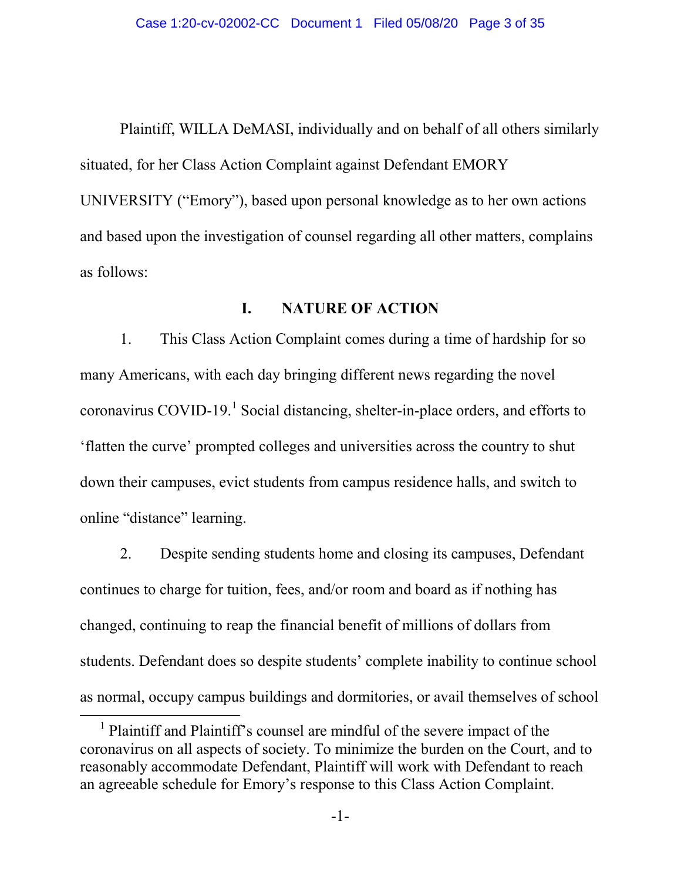Plaintiff, WILLA DeMASI, individually and on behalf of all others similarly situated, for her Class Action Complaint against Defendant EMORY UNIVERSITY ("Emory"), based upon personal knowledge as to her own actions and based upon the investigation of counsel regarding all other matters, complains as follows:

## I. NATURE OF ACTION

1. This Class Action Complaint comes during a time of hardship for so many Americans, with each day bringing different news regarding the novel coronavirus COVID-19.[1] Social distancing, shelter-in-place orders, and efforts to 'flatten the curve' prompted colleges and universities across the country to shut down their campuses, evict students from campus residence halls, and switch to online "distance" learning.

2. Despite sending students home and closing its campuses, Defendant continues to charge for tuition, fees, and/or room and board as if nothing has changed, continuing to reap the financial benefit of millions of dollars from students. Defendant does so despite students' complete inability to continue school as normal, occupy campus buildings and dormitories, or avail themselves of school

[1] Plaintiff and Plaintiff's counsel are mindful of the severe impact of the coronavirus on all aspects of society. To minimize the burden on the Court, and to reasonably accommodate Defendant, Plaintiff will work with Defendant to reach an agreeable schedule for Emory's response to this Class Action Complaint.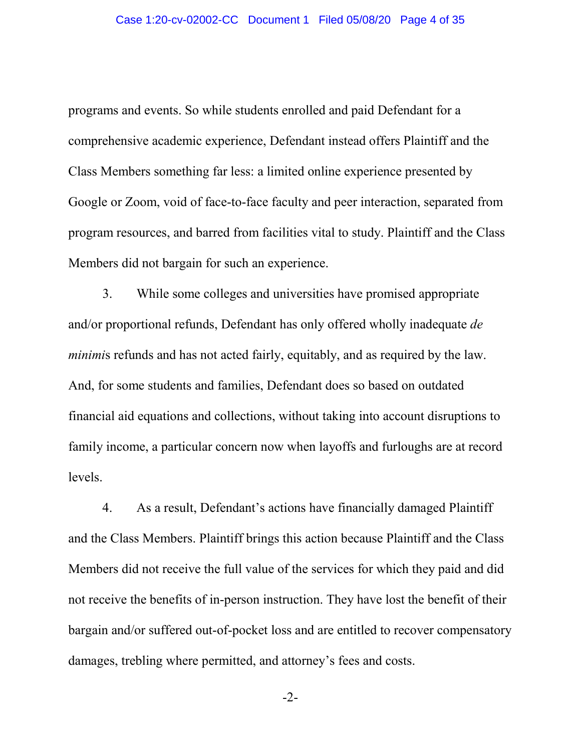programs and events. So while students enrolled and paid Defendant for a comprehensive academic experience, Defendant instead offers Plaintiff and the Class Members something far less: a limited online experience presented by Google or Zoom, void of face-to-face faculty and peer interaction, separated from program resources, and barred from facilities vital to study. Plaintiff and the Class Members did not bargain for such an experience.

3. While some colleges and universities have promised appropriate and/or proportional refunds, Defendant has only offered wholly inadequate *de minimi*s refunds and has not acted fairly, equitably, and as required by the law. And, for some students and families, Defendant does so based on outdated financial aid equations and collections, without taking into account disruptions to family income, a particular concern now when layoffs and furloughs are at record levels.

4. As a result, Defendant's actions have financially damaged Plaintiff and the Class Members. Plaintiff brings this action because Plaintiff and the Class Members did not receive the full value of the services for which they paid and did not receive the benefits of in-person instruction. They have lost the benefit of their bargain and/or suffered out-of-pocket loss and are entitled to recover compensatory damages, trebling where permitted, and attorney's fees and costs.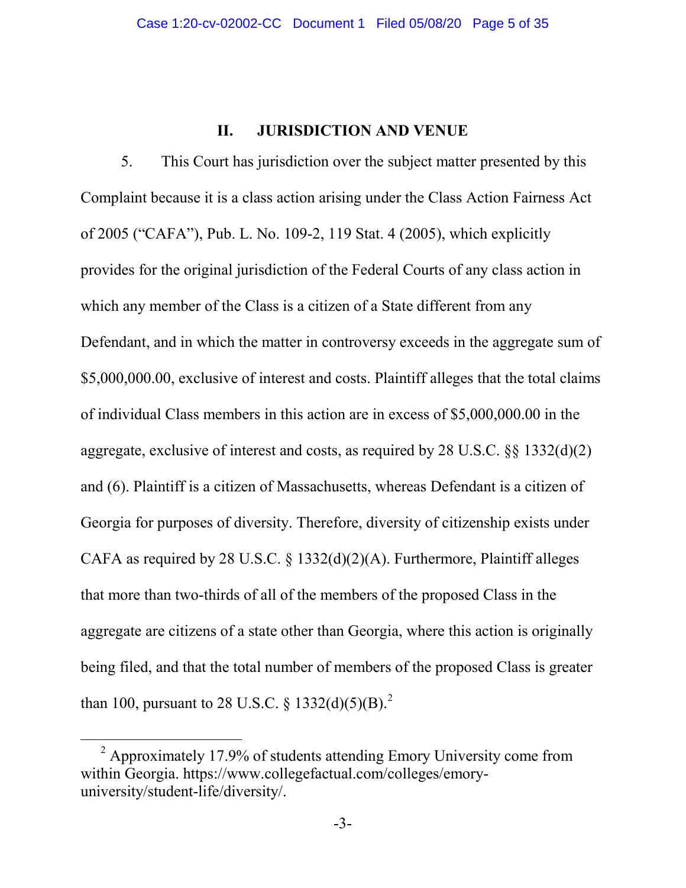## II. JURISDICTION AND VENUE

5. This Court has jurisdiction over the subject matter presented by this Complaint because it is a class action arising under the Class Action Fairness Act of 2005 ("CAFA"), Pub. L. No. 109-2, 119 Stat. 4 (2005), which explicitly provides for the original jurisdiction of the Federal Courts of any class action in which any member of the Class is a citizen of a State different from any Defendant, and in which the matter in controversy exceeds in the aggregate sum of $5,000,000.00, exclusive of interest and costs. Plaintiff alleges that the total claims of individual Class members in this action are in excess of $5,000,000.00 in the aggregate, exclusive of interest and costs, as required by 28 U.S.C. §§ 1332(d)(2) and (6). Plaintiff is a citizen of Massachusetts, whereas Defendant is a citizen of Georgia for purposes of diversity. Therefore, diversity of citizenship exists under CAFA as required by 28 U.S.C. § 1332(d)(2)(A). Furthermore, Plaintiff alleges that more than two-thirds of all of the members of the proposed Class in the aggregate are citizens of a state other than Georgia, where this action is originally being filed, and that the total number of members of the proposed Class is greater than 100, pursuant to 28 U.S.C. § 1332(d)(5)(B).[2]

[2] Approximately 17.9% of students attending Emory University come from within Georgia. https://www.collegefactual.com/colleges/emory-university/student-life/diversity/.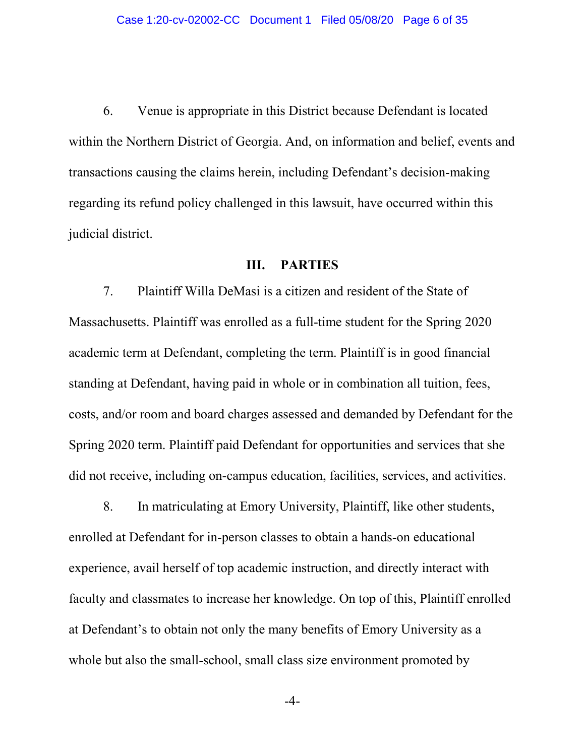6. Venue is appropriate in this District because Defendant is located within the Northern District of Georgia. And, on information and belief, events and transactions causing the claims herein, including Defendant's decision-making regarding its refund policy challenged in this lawsuit, have occurred within this judicial district.

## III. PARTIES

7. Plaintiff Willa DeMasi is a citizen and resident of the State of Massachusetts. Plaintiff was enrolled as a full-time student for the Spring 2020 academic term at Defendant, completing the term. Plaintiff is in good financial standing at Defendant, having paid in whole or in combination all tuition, fees, costs, and/or room and board charges assessed and demanded by Defendant for the Spring 2020 term. Plaintiff paid Defendant for opportunities and services that she did not receive, including on-campus education, facilities, services, and activities.

8. In matriculating at Emory University, Plaintiff, like other students, enrolled at Defendant for in-person classes to obtain a hands-on educational experience, avail herself of top academic instruction, and directly interact with faculty and classmates to increase her knowledge. On top of this, Plaintiff enrolled at Defendant's to obtain not only the many benefits of Emory University as a whole but also the small-school, small class size environment promoted by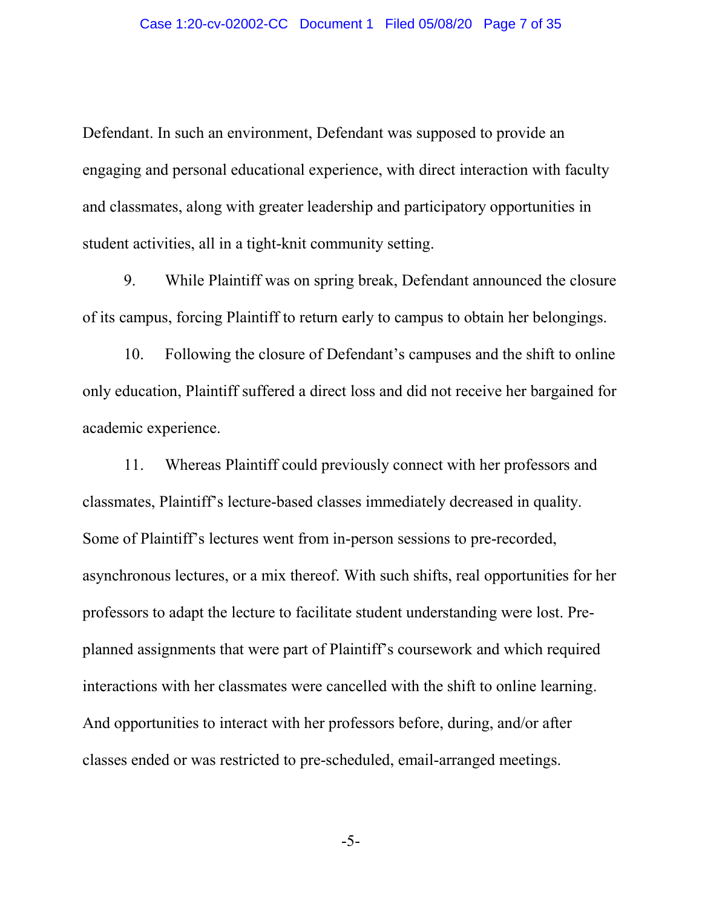Defendant. In such an environment, Defendant was supposed to provide an engaging and personal educational experience, with direct interaction with faculty and classmates, along with greater leadership and participatory opportunities in student activities, all in a tight-knit community setting.

9. While Plaintiff was on spring break, Defendant announced the closure of its campus, forcing Plaintiff to return early to campus to obtain her belongings.

10. Following the closure of Defendant's campuses and the shift to online only education, Plaintiff suffered a direct loss and did not receive her bargained for academic experience.

11. Whereas Plaintiff could previously connect with her professors and classmates, Plaintiff's lecture-based classes immediately decreased in quality. Some of Plaintiff's lectures went from in-person sessions to pre-recorded, asynchronous lectures, or a mix thereof. With such shifts, real opportunities for her professors to adapt the lecture to facilitate student understanding were lost. Pre-planned assignments that were part of Plaintiff's coursework and which required interactions with her classmates were cancelled with the shift to online learning. And opportunities to interact with her professors before, during, and/or after classes ended or was restricted to pre-scheduled, email-arranged meetings.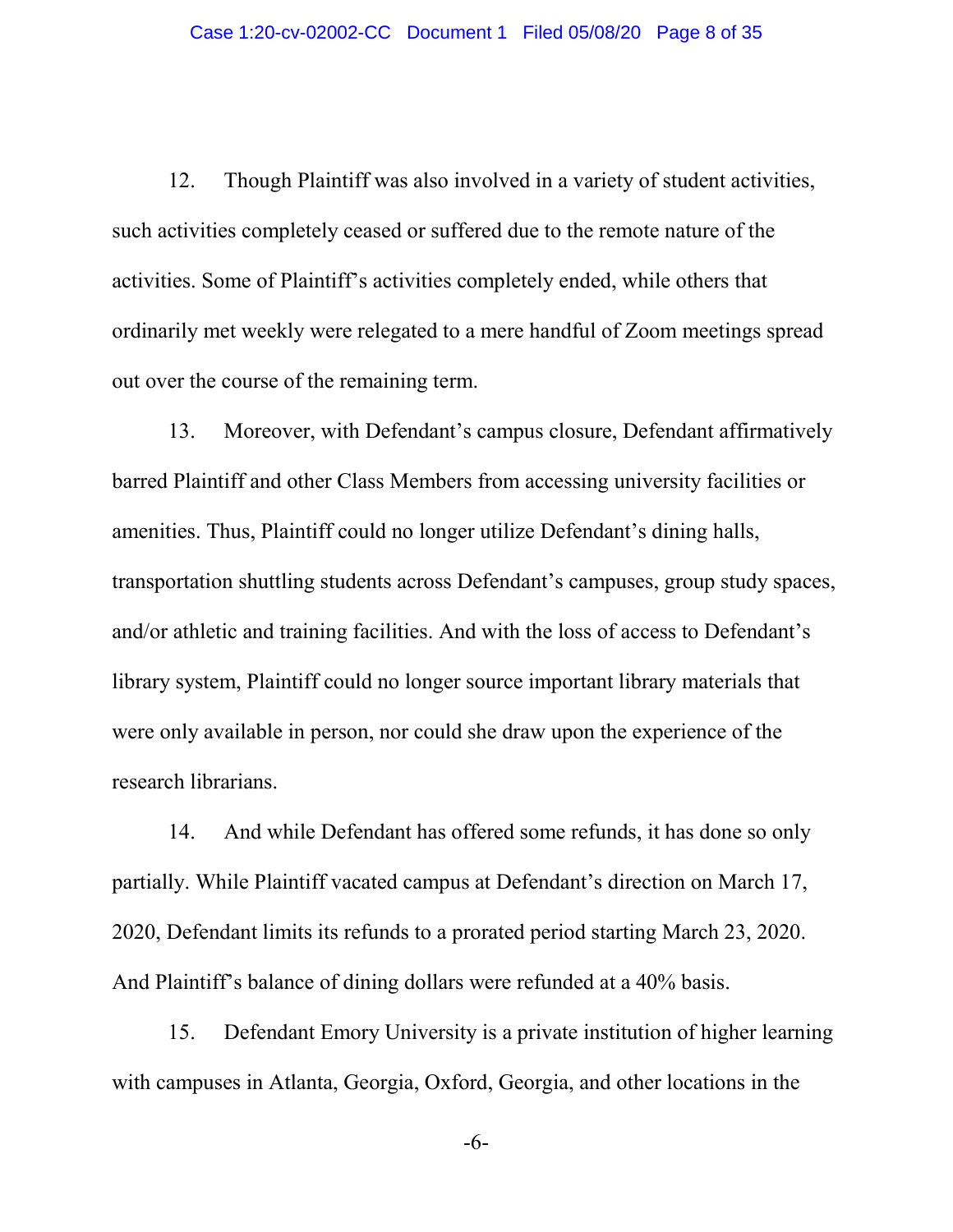12. Though Plaintiff was also involved in a variety of student activities, such activities completely ceased or suffered due to the remote nature of the activities. Some of Plaintiff's activities completely ended, while others that ordinarily met weekly were relegated to a mere handful of Zoom meetings spread out over the course of the remaining term.

13. Moreover, with Defendant's campus closure, Defendant affirmatively barred Plaintiff and other Class Members from accessing university facilities or amenities. Thus, Plaintiff could no longer utilize Defendant's dining halls, transportation shuttling students across Defendant's campuses, group study spaces, and/or athletic and training facilities. And with the loss of access to Defendant's library system, Plaintiff could no longer source important library materials that were only available in person, nor could she draw upon the experience of the research librarians.

14. And while Defendant has offered some refunds, it has done so only partially. While Plaintiff vacated campus at Defendant's direction on March 17, 2020, Defendant limits its refunds to a prorated period starting March 23, 2020. And Plaintiff's balance of dining dollars were refunded at a 40% basis.

15. Defendant Emory University is a private institution of higher learning with campuses in Atlanta, Georgia, Oxford, Georgia, and other locations in the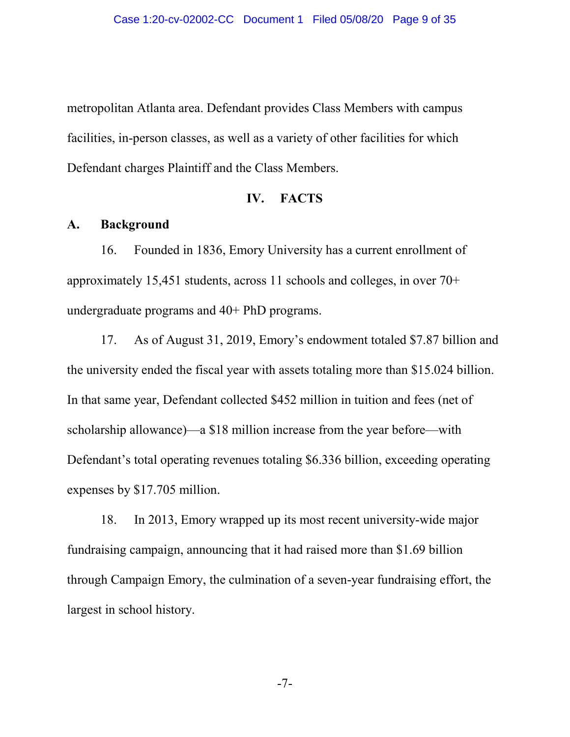metropolitan Atlanta area. Defendant provides Class Members with campus facilities, in-person classes, as well as a variety of other facilities for which Defendant charges Plaintiff and the Class Members.

## IV. FACTS

### A. Background

16. Founded in 1836, Emory University has a current enrollment of approximately 15,451 students, across 11 schools and colleges, in over 70+ undergraduate programs and 40+ PhD programs.

17. As of August 31, 2019, Emory's endowment totaled $7.87 billion and the university ended the fiscal year with assets totaling more than $15.024 billion. In that same year, Defendant collected $452 million in tuition and fees (net of scholarship allowance)—a $18 million increase from the year before—with Defendant's total operating revenues totaling $6.336 billion, exceeding operating expenses by $17.705 million.

18. In 2013, Emory wrapped up its most recent university-wide major fundraising campaign, announcing that it had raised more than $1.69 billion through Campaign Emory, the culmination of a seven-year fundraising effort, the largest in school history.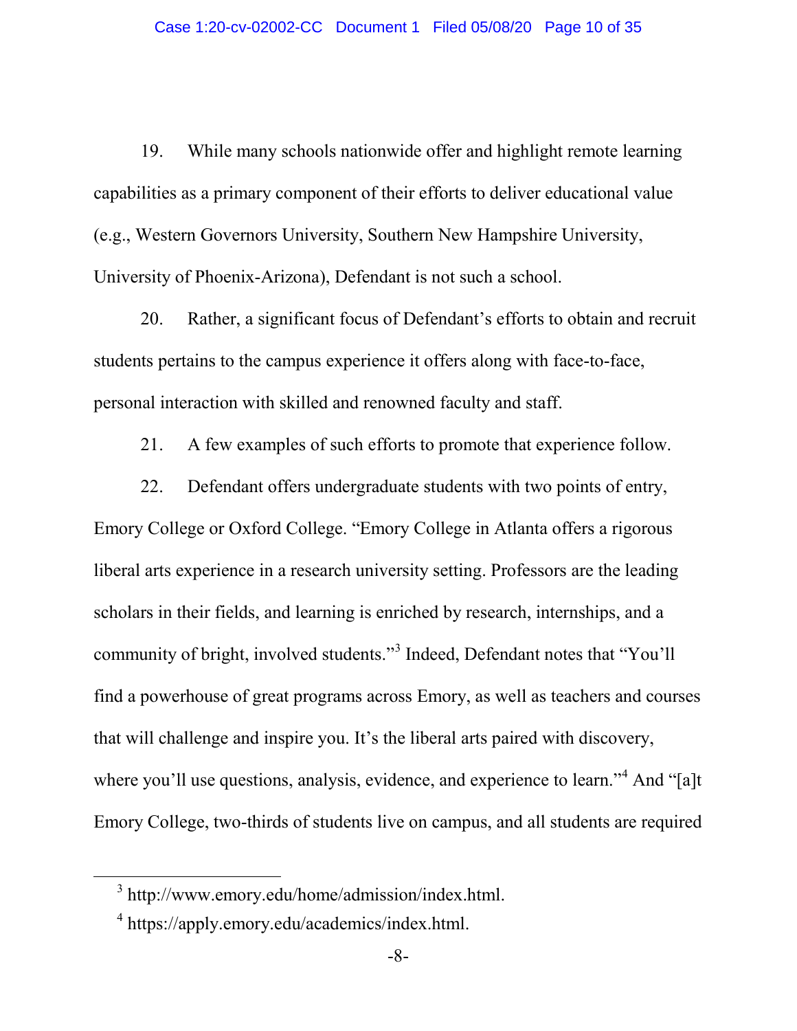19. While many schools nationwide offer and highlight remote learning capabilities as a primary component of their efforts to deliver educational value (e.g., Western Governors University, Southern New Hampshire University, University of Phoenix-Arizona), Defendant is not such a school.

20. Rather, a significant focus of Defendant's efforts to obtain and recruit students pertains to the campus experience it offers along with face-to-face, personal interaction with skilled and renowned faculty and staff.

21. A few examples of such efforts to promote that experience follow.

22. Defendant offers undergraduate students with two points of entry, Emory College or Oxford College. "Emory College in Atlanta offers a rigorous liberal arts experience in a research university setting. Professors are the leading scholars in their fields, and learning is enriched by research, internships, and a community of bright, involved students."[3] Indeed, Defendant notes that "You'll find a powerhouse of great programs across Emory, as well as teachers and courses that will challenge and inspire you. It's the liberal arts paired with discovery, where you'll use questions, analysis, evidence, and experience to learn."[4] And "[a]t Emory College, two-thirds of students live on campus, and all students are required

[3] http://www.emory.edu/home/admission/index.html.

[4] https://apply.emory.edu/academics/index.html.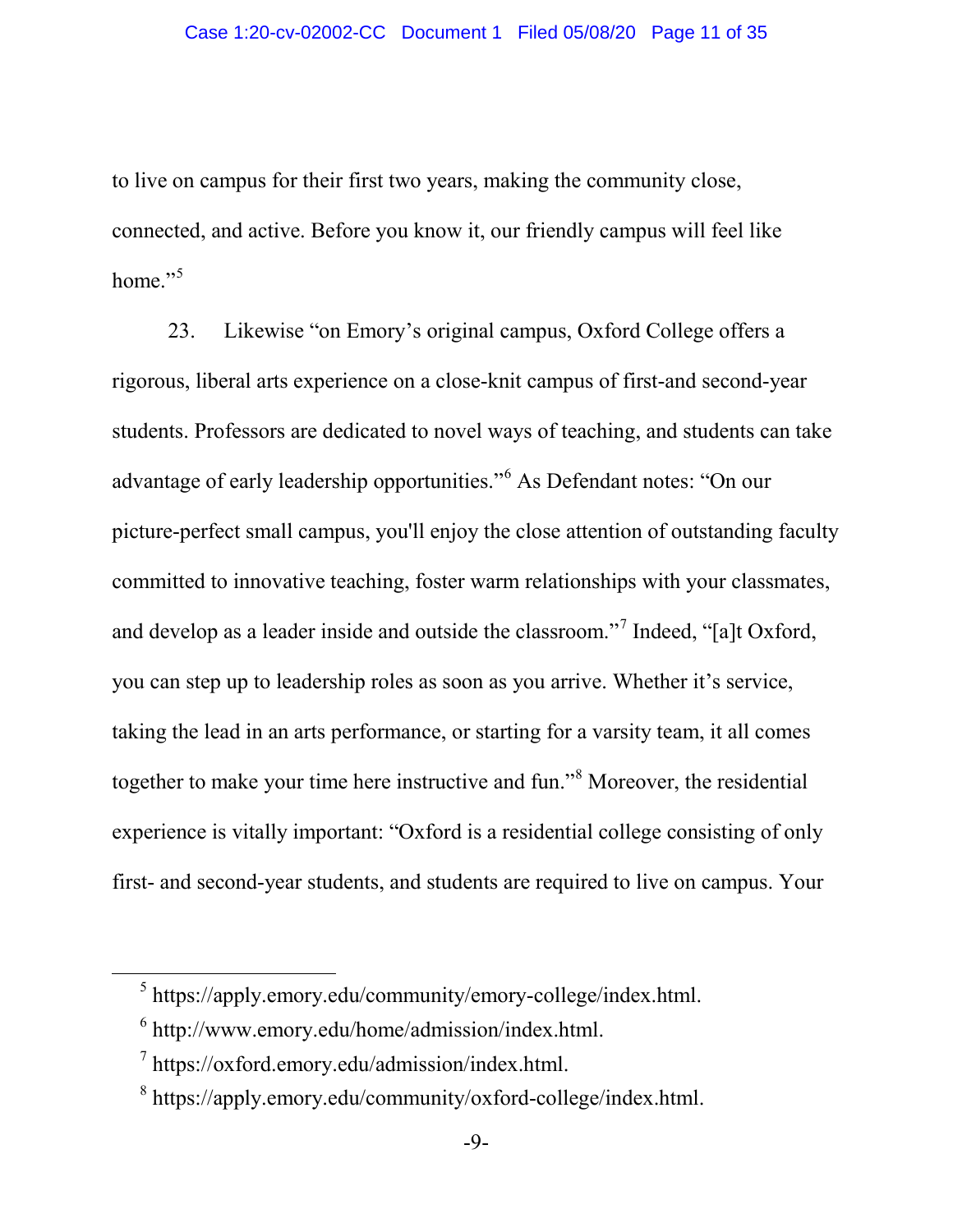to live on campus for their first two years, making the community close, connected, and active. Before you know it, our friendly campus will feel like home."[5]

23. Likewise "on Emory's original campus, Oxford College offers a rigorous, liberal arts experience on a close-knit campus of first-and second-year students. Professors are dedicated to novel ways of teaching, and students can take advantage of early leadership opportunities."[6] As Defendant notes: "On our picture-perfect small campus, you'll enjoy the close attention of outstanding faculty committed to innovative teaching, foster warm relationships with your classmates, and develop as a leader inside and outside the classroom."[7] Indeed, "[a]t Oxford, you can step up to leadership roles as soon as you arrive. Whether it's service, taking the lead in an arts performance, or starting for a varsity team, it all comes together to make your time here instructive and fun."[8] Moreover, the residential experience is vitally important: "Oxford is a residential college consisting of only first- and second-year students, and students are required to live on campus. Your

---

[5] https://apply.emory.edu/community/emory-college/index.html.

[6] http://www.emory.edu/home/admission/index.html.

[7] https://oxford.emory.edu/admission/index.html.

[8] https://apply.emory.edu/community/oxford-college/index.html.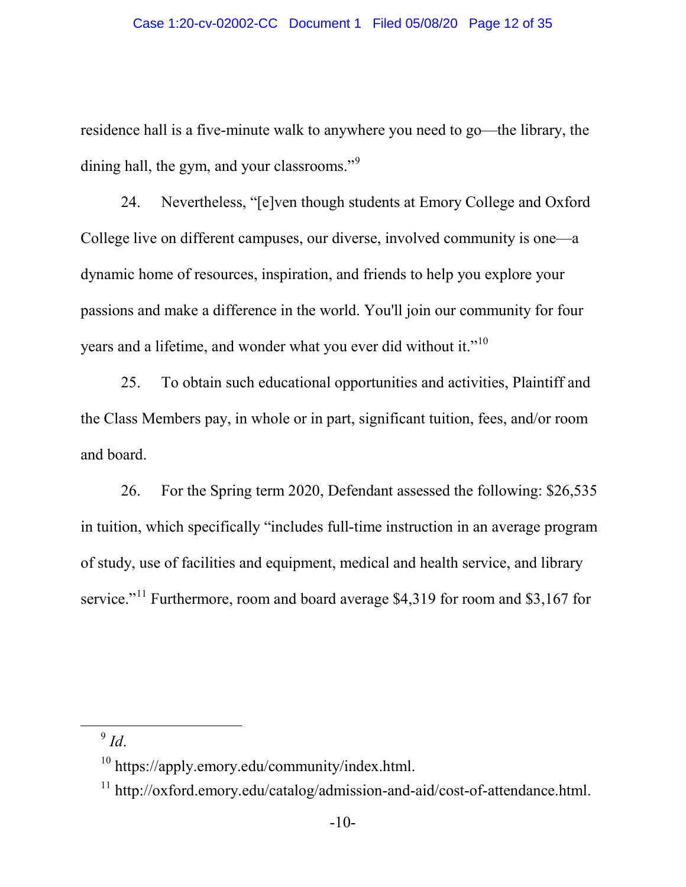residence hall is a five-minute walk to anywhere you need to go—the library, the dining hall, the gym, and your classrooms."[9]

24. Nevertheless, "[e]ven though students at Emory College and Oxford College live on different campuses, our diverse, involved community is one—a dynamic home of resources, inspiration, and friends to help you explore your passions and make a difference in the world. You'll join our community for four years and a lifetime, and wonder what you ever did without it."[10]

25. To obtain such educational opportunities and activities, Plaintiff and the Class Members pay, in whole or in part, significant tuition, fees, and/or room and board.

26. For the Spring term 2020, Defendant assessed the following: $26,535 in tuition, which specifically "includes full-time instruction in an average program of study, use of facilities and equipment, medical and health service, and library service."[11] Furthermore, room and board average $4,319 for room and $3,167 for

---

[9] *Id*.

[10] https://apply.emory.edu/community/index.html.

[11] http://oxford.emory.edu/catalog/admission-and-aid/cost-of-attendance.html.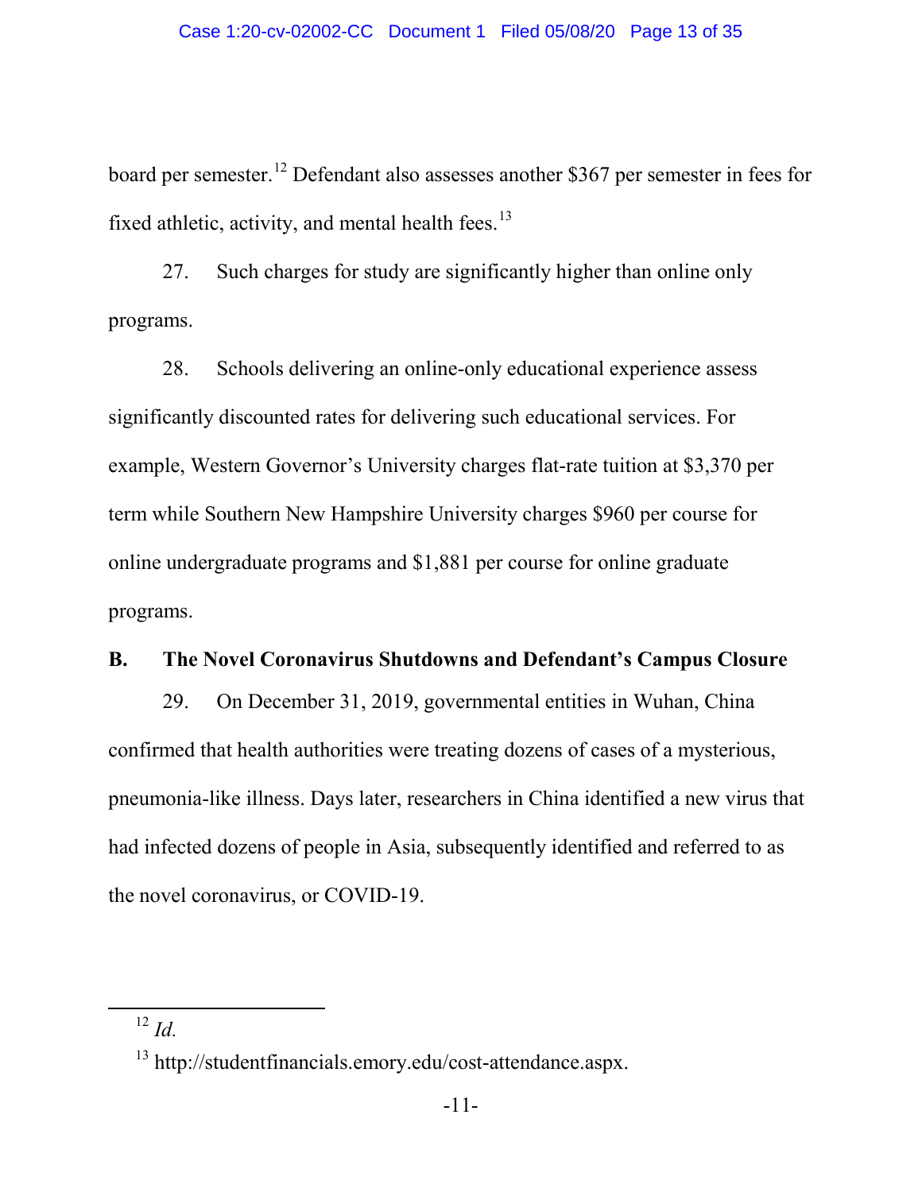board per semester.[12] Defendant also assesses another $367 per semester in fees for fixed athletic, activity, and mental health fees.[13]

27. Such charges for study are significantly higher than online only programs.

28. Schools delivering an online-only educational experience assess significantly discounted rates for delivering such educational services. For example, Western Governor's University charges flat-rate tuition at $3,370 per term while Southern New Hampshire University charges $960 per course for online undergraduate programs and $1,881 per course for online graduate programs.

**B. The Novel Coronavirus Shutdowns and Defendant's Campus Closure**

29. On December 31, 2019, governmental entities in Wuhan, China confirmed that health authorities were treating dozens of cases of a mysterious, pneumonia-like illness. Days later, researchers in China identified a new virus that had infected dozens of people in Asia, subsequently identified and referred to as the novel coronavirus, or COVID-19.

---

[12] *Id.*

[13] http://studentfinancials.emory.edu/cost-attendance.aspx.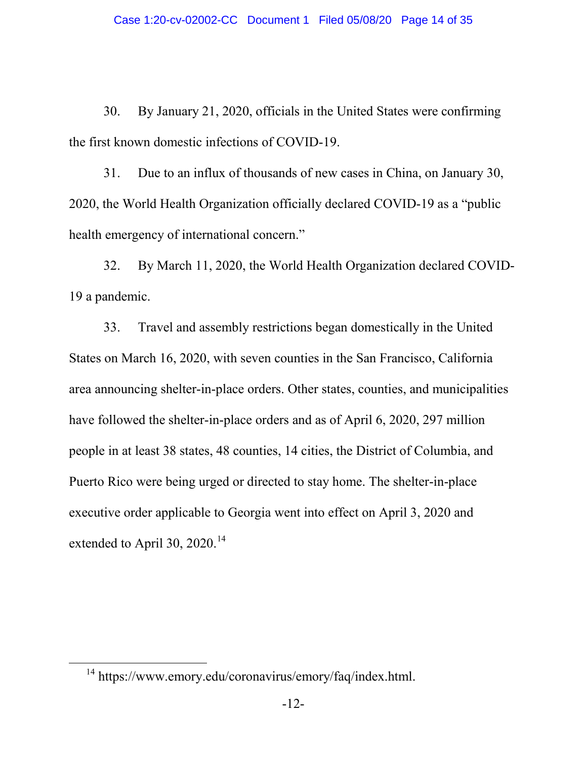30. By January 21, 2020, officials in the United States were confirming the first known domestic infections of COVID-19.

31. Due to an influx of thousands of new cases in China, on January 30, 2020, the World Health Organization officially declared COVID-19 as a "public health emergency of international concern."

32. By March 11, 2020, the World Health Organization declared COVID-19 a pandemic.

33. Travel and assembly restrictions began domestically in the United States on March 16, 2020, with seven counties in the San Francisco, California area announcing shelter-in-place orders. Other states, counties, and municipalities have followed the shelter-in-place orders and as of April 6, 2020, 297 million people in at least 38 states, 48 counties, 14 cities, the District of Columbia, and Puerto Rico were being urged or directed to stay home. The shelter-in-place executive order applicable to Georgia went into effect on April 3, 2020 and extended to April 30, 2020.[14]

---

[14] https://www.emory.edu/coronavirus/emory/faq/index.html.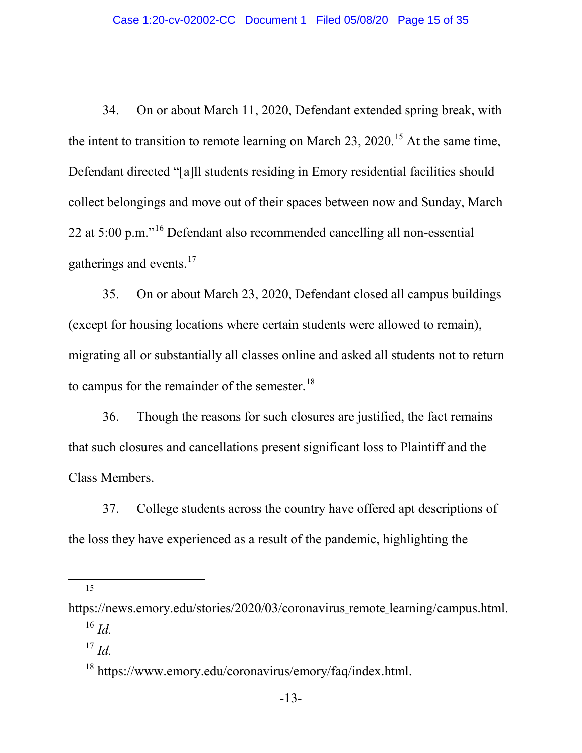34. On or about March 11, 2020, Defendant extended spring break, with the intent to transition to remote learning on March 23, 2020.[15] At the same time, Defendant directed "[a]ll students residing in Emory residential facilities should collect belongings and move out of their spaces between now and Sunday, March 22 at 5:00 p.m."[16] Defendant also recommended cancelling all non-essential gatherings and events.[17]

35. On or about March 23, 2020, Defendant closed all campus buildings (except for housing locations where certain students were allowed to remain), migrating all or substantially all classes online and asked all students not to return to campus for the remainder of the semester.[18]

36. Though the reasons for such closures are justified, the fact remains that such closures and cancellations present significant loss to Plaintiff and the Class Members.

37. College students across the country have offered apt descriptions of the loss they have experienced as a result of the pandemic, highlighting the

---

[15] https://news.emory.edu/stories/2020/03/coronavirus_remote_learning/campus.html.

[16] *Id.*

[17] *Id.*

[18] https://www.emory.edu/coronavirus/emory/faq/index.html.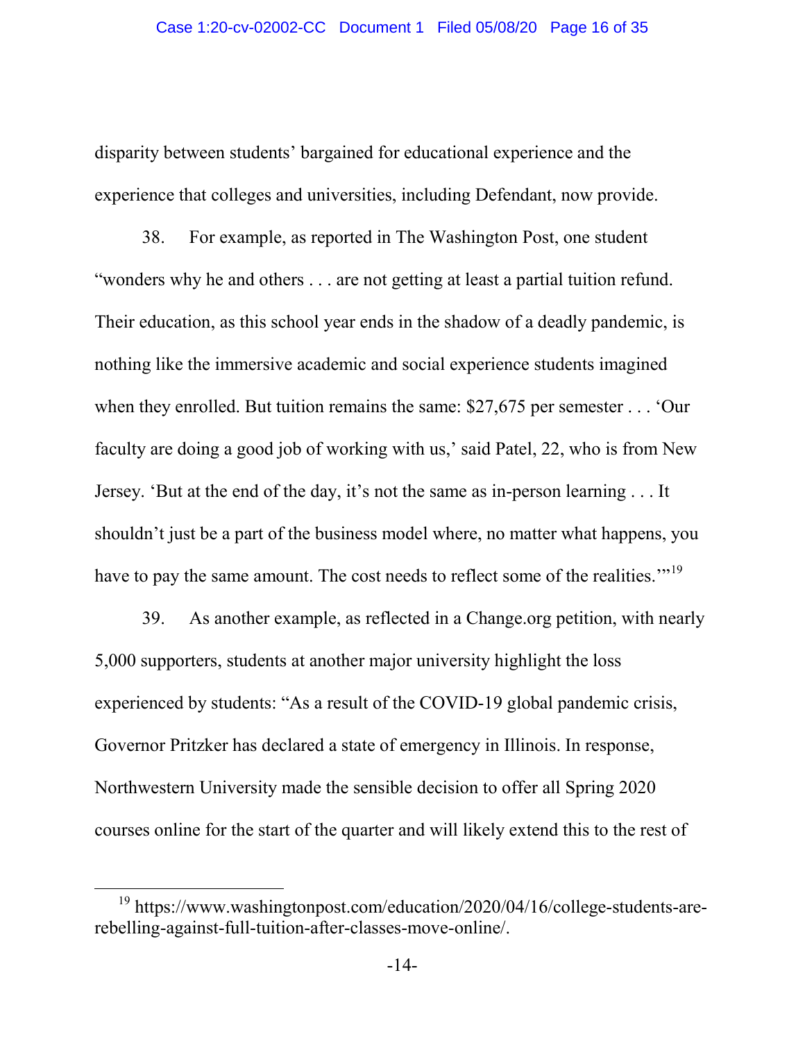disparity between students' bargained for educational experience and the experience that colleges and universities, including Defendant, now provide.

38. For example, as reported in The Washington Post, one student "wonders why he and others . . . are not getting at least a partial tuition refund. Their education, as this school year ends in the shadow of a deadly pandemic, is nothing like the immersive academic and social experience students imagined when they enrolled. But tuition remains the same: $27,675 per semester . . . 'Our faculty are doing a good job of working with us,' said Patel, 22, who is from New Jersey. 'But at the end of the day, it's not the same as in-person learning . . . It shouldn't just be a part of the business model where, no matter what happens, you have to pay the same amount. The cost needs to reflect some of the realities.'"[19]

39. As another example, as reflected in a Change.org petition, with nearly 5,000 supporters, students at another major university highlight the loss experienced by students: "As a result of the COVID-19 global pandemic crisis, Governor Pritzker has declared a state of emergency in Illinois. In response, Northwestern University made the sensible decision to offer all Spring 2020 courses online for the start of the quarter and will likely extend this to the rest of

---

[19] https://www.washingtonpost.com/education/2020/04/16/college-students-are-rebelling-against-full-tuition-after-classes-move-online/.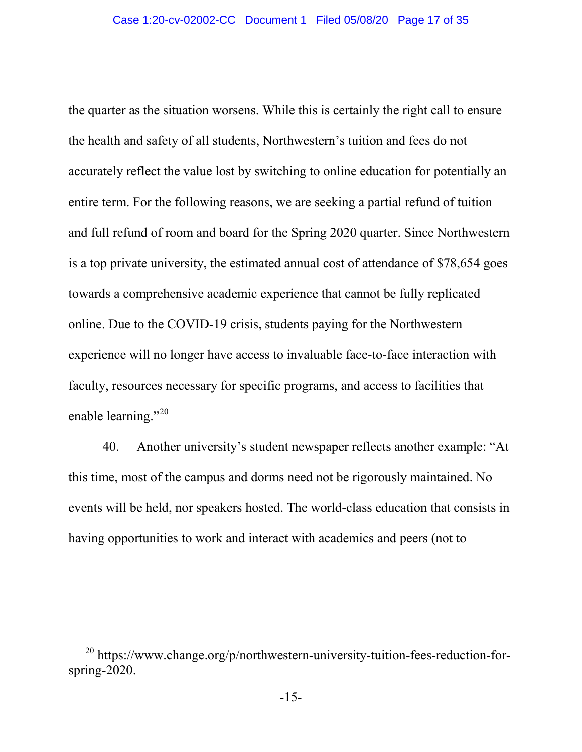the quarter as the situation worsens. While this is certainly the right call to ensure the health and safety of all students, Northwestern's tuition and fees do not accurately reflect the value lost by switching to online education for potentially an entire term. For the following reasons, we are seeking a partial refund of tuition and full refund of room and board for the Spring 2020 quarter. Since Northwestern is a top private university, the estimated annual cost of attendance of $78,654 goes towards a comprehensive academic experience that cannot be fully replicated online. Due to the COVID-19 crisis, students paying for the Northwestern experience will no longer have access to invaluable face-to-face interaction with faculty, resources necessary for specific programs, and access to facilities that enable learning."[20]

40. Another university's student newspaper reflects another example: "At this time, most of the campus and dorms need not be rigorously maintained. No events will be held, nor speakers hosted. The world-class education that consists in having opportunities to work and interact with academics and peers (not to

---

[20] https://www.change.org/p/northwestern-university-tuition-fees-reduction-for-spring-2020.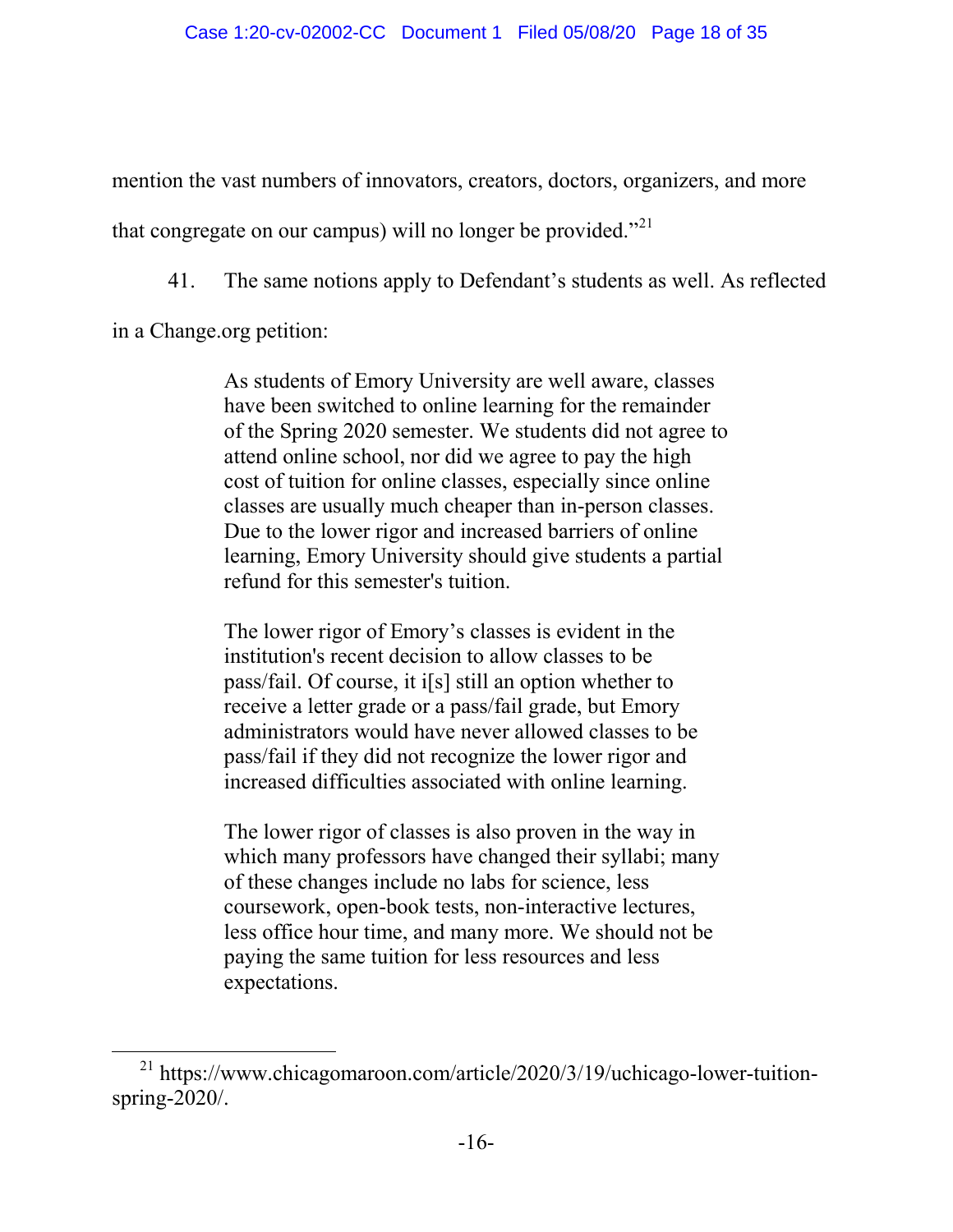mention the vast numbers of innovators, creators, doctors, organizers, and more that congregate on our campus) will no longer be provided."[21]

41. The same notions apply to Defendant's students as well. As reflected in a Change.org petition:

> As students of Emory University are well aware, classes have been switched to online learning for the remainder of the Spring 2020 semester. We students did not agree to attend online school, nor did we agree to pay the high cost of tuition for online classes, especially since online classes are usually much cheaper than in-person classes. Due to the lower rigor and increased barriers of online learning, Emory University should give students a partial refund for this semester's tuition.
>
> The lower rigor of Emory's classes is evident in the institution's recent decision to allow classes to be pass/fail. Of course, it i[s] still an option whether to receive a letter grade or a pass/fail grade, but Emory administrators would have never allowed classes to be pass/fail if they did not recognize the lower rigor and increased difficulties associated with online learning.
>
> The lower rigor of classes is also proven in the way in which many professors have changed their syllabi; many of these changes include no labs for science, less coursework, open-book tests, non-interactive lectures, less office hour time, and many more. We should not be paying the same tuition for less resources and less expectations.

---

[21] https://www.chicagomaroon.com/article/2020/3/19/uchicago-lower-tuition-spring-2020/.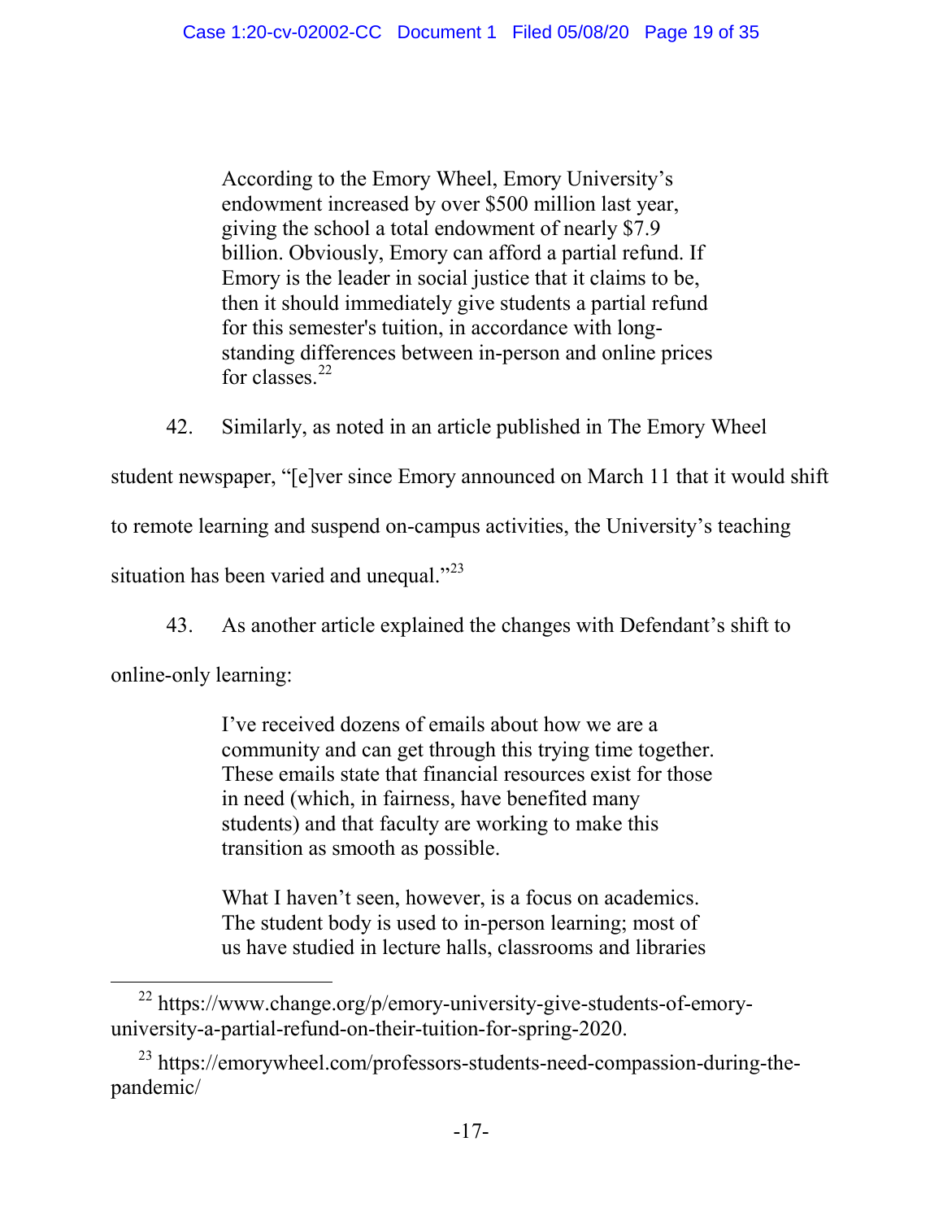> According to the Emory Wheel, Emory University's endowment increased by over $500 million last year, giving the school a total endowment of nearly $7.9 billion. Obviously, Emory can afford a partial refund. If Emory is the leader in social justice that it claims to be, then it should immediately give students a partial refund for this semester's tuition, in accordance with long-standing differences between in-person and online prices for classes.[22]

42. Similarly, as noted in an article published in The Emory Wheel student newspaper, "[e]ver since Emory announced on March 11 that it would shift to remote learning and suspend on-campus activities, the University's teaching situation has been varied and unequal."[23]

43. As another article explained the changes with Defendant's shift to online-only learning:

> I've received dozens of emails about how we are a community and can get through this trying time together. These emails state that financial resources exist for those in need (which, in fairness, have benefited many students) and that faculty are working to make this transition as smooth as possible.
>
> What I haven't seen, however, is a focus on academics. The student body is used to in-person learning; most of us have studied in lecture halls, classrooms and libraries

---

[22] https://www.change.org/p/emory-university-give-students-of-emory-university-a-partial-refund-on-their-tuition-for-spring-2020.

[23] https://emorywheel.com/professors-students-need-compassion-during-the-pandemic/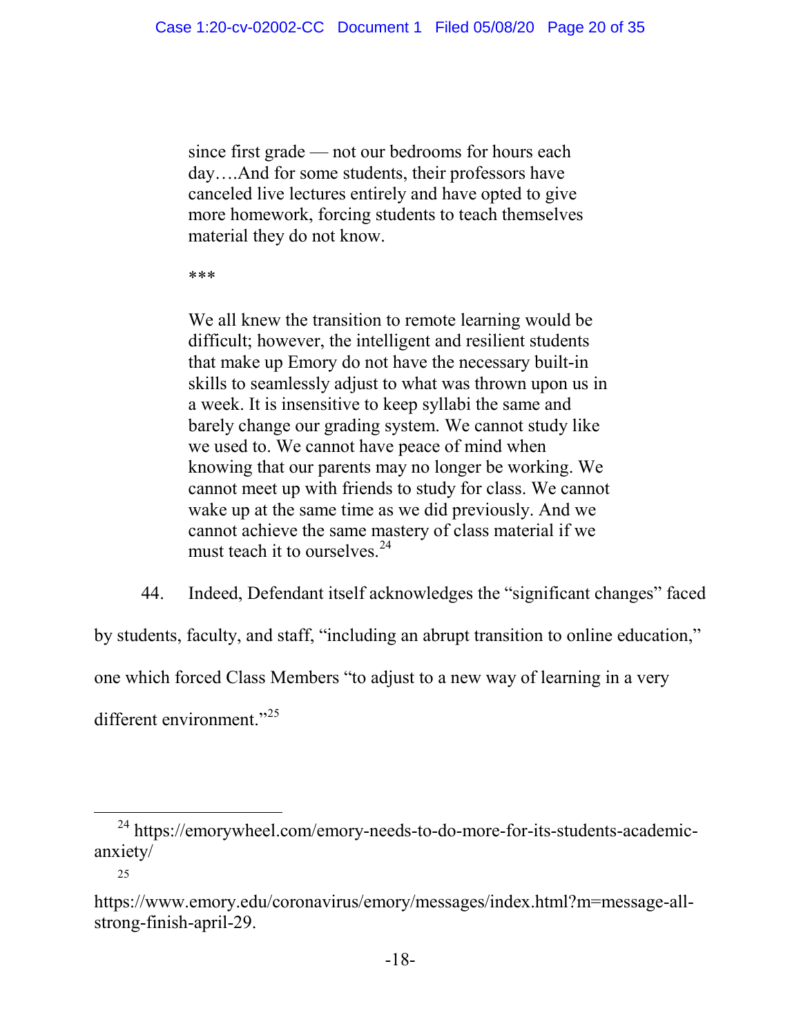> since first grade — not our bedrooms for hours each day….And for some students, their professors have canceled live lectures entirely and have opted to give more homework, forcing students to teach themselves material they do not know.
>
> ***
>
> We all knew the transition to remote learning would be difficult; however, the intelligent and resilient students that make up Emory do not have the necessary built-in skills to seamlessly adjust to what was thrown upon us in a week. It is insensitive to keep syllabi the same and barely change our grading system. We cannot study like we used to. We cannot have peace of mind when knowing that our parents may no longer be working. We cannot meet up with friends to study for class. We cannot wake up at the same time as we did previously. And we cannot achieve the same mastery of class material if we must teach it to ourselves.[24]

44. Indeed, Defendant itself acknowledges the "significant changes" faced by students, faculty, and staff, "including an abrupt transition to online education," one which forced Class Members "to adjust to a new way of learning in a very different environment."[25]

---

[24] https://emorywheel.com/emory-needs-to-do-more-for-its-students-academic-anxiety/

[25] https://www.emory.edu/coronavirus/emory/messages/index.html?m=message-all-strong-finish-april-29.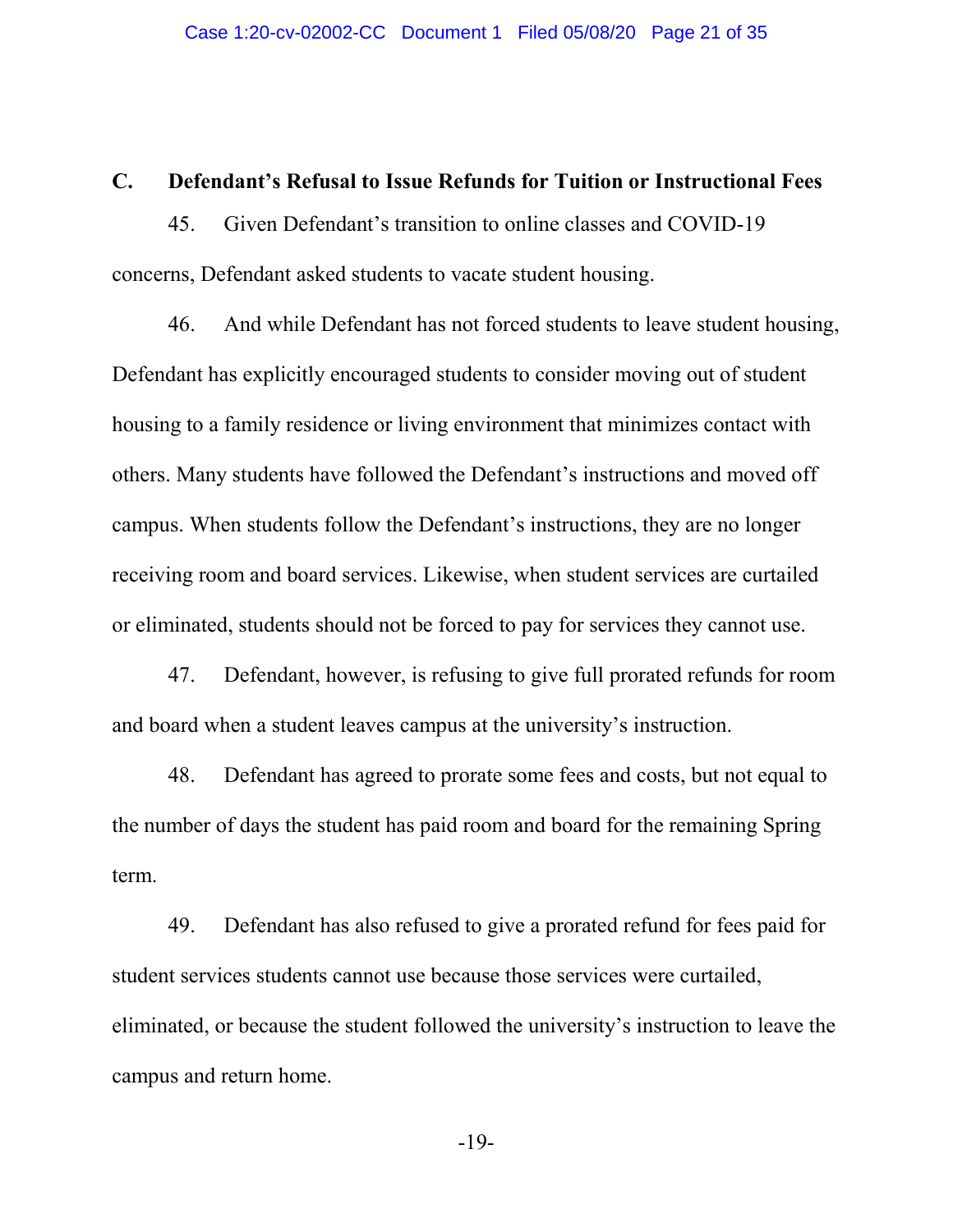### C. Defendant's Refusal to Issue Refunds for Tuition or Instructional Fees

45. Given Defendant's transition to online classes and COVID-19 concerns, Defendant asked students to vacate student housing.

46. And while Defendant has not forced students to leave student housing, Defendant has explicitly encouraged students to consider moving out of student housing to a family residence or living environment that minimizes contact with others. Many students have followed the Defendant's instructions and moved off campus. When students follow the Defendant's instructions, they are no longer receiving room and board services. Likewise, when student services are curtailed or eliminated, students should not be forced to pay for services they cannot use.

47. Defendant, however, is refusing to give full prorated refunds for room and board when a student leaves campus at the university's instruction.

48. Defendant has agreed to prorate some fees and costs, but not equal to the number of days the student has paid room and board for the remaining Spring term.

49. Defendant has also refused to give a prorated refund for fees paid for student services students cannot use because those services were curtailed, eliminated, or because the student followed the university's instruction to leave the campus and return home.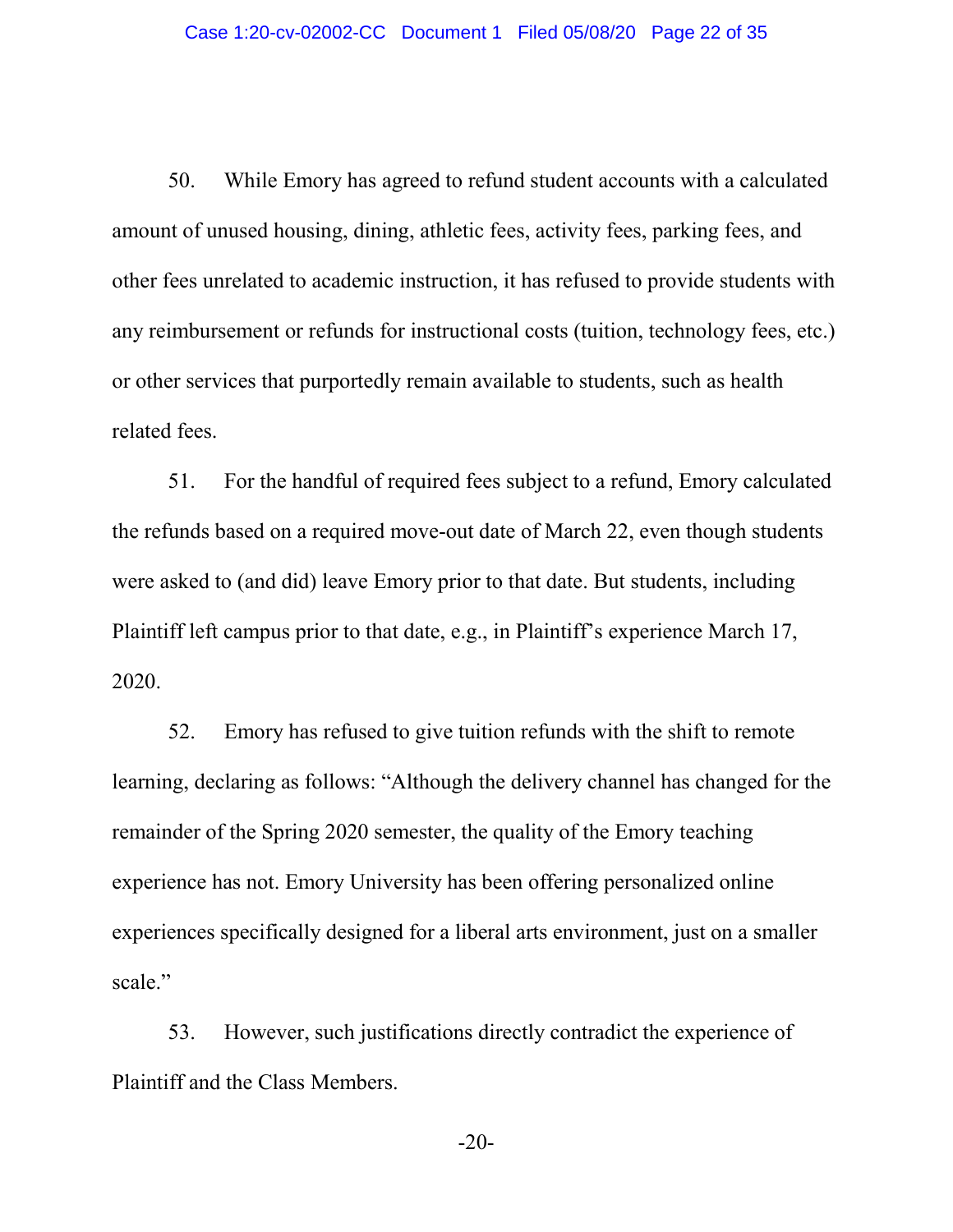50. While Emory has agreed to refund student accounts with a calculated amount of unused housing, dining, athletic fees, activity fees, parking fees, and other fees unrelated to academic instruction, it has refused to provide students with any reimbursement or refunds for instructional costs (tuition, technology fees, etc.) or other services that purportedly remain available to students, such as health related fees.

51. For the handful of required fees subject to a refund, Emory calculated the refunds based on a required move-out date of March 22, even though students were asked to (and did) leave Emory prior to that date. But students, including Plaintiff left campus prior to that date, e.g., in Plaintiff's experience March 17, 2020.

52. Emory has refused to give tuition refunds with the shift to remote learning, declaring as follows: "Although the delivery channel has changed for the remainder of the Spring 2020 semester, the quality of the Emory teaching experience has not. Emory University has been offering personalized online experiences specifically designed for a liberal arts environment, just on a smaller scale."

53. However, such justifications directly contradict the experience of Plaintiff and the Class Members.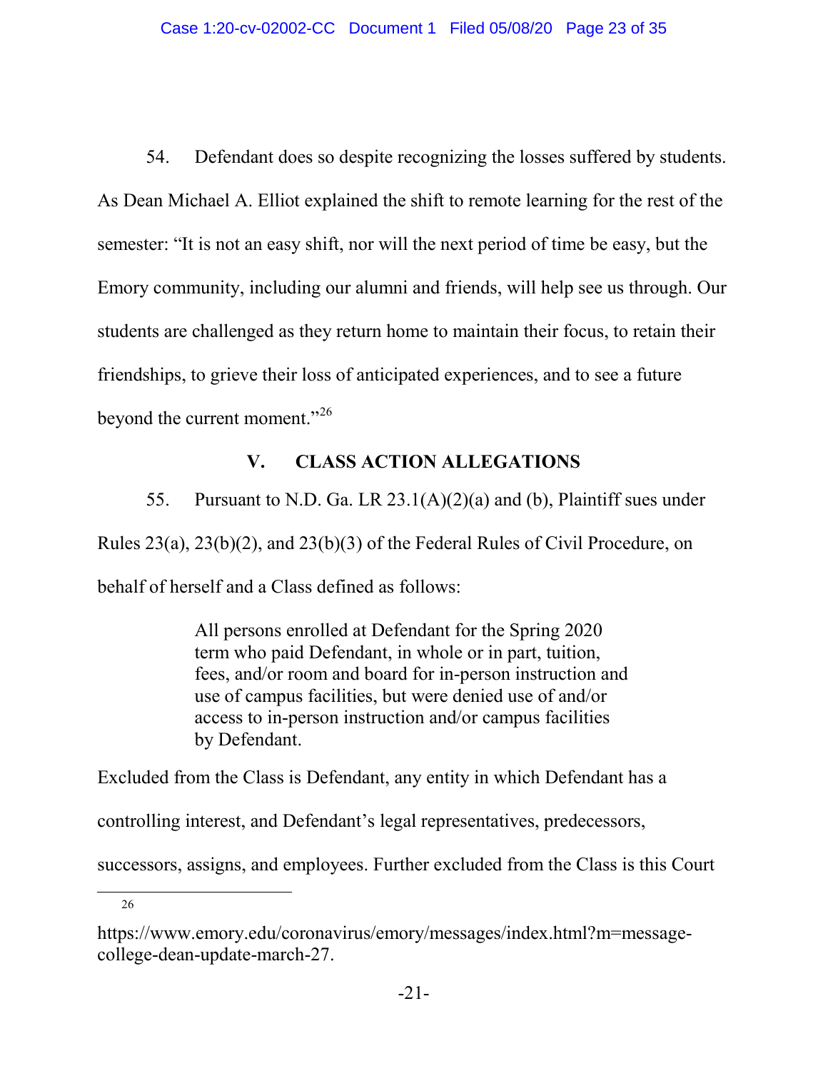54. Defendant does so despite recognizing the losses suffered by students. As Dean Michael A. Elliot explained the shift to remote learning for the rest of the semester: "It is not an easy shift, nor will the next period of time be easy, but the Emory community, including our alumni and friends, will help see us through. Our students are challenged as they return home to maintain their focus, to retain their friendships, to grieve their loss of anticipated experiences, and to see a future beyond the current moment."[26]

## V. CLASS ACTION ALLEGATIONS

55. Pursuant to N.D. Ga. LR 23.1(A)(2)(a) and (b), Plaintiff sues under Rules 23(a), 23(b)(2), and 23(b)(3) of the Federal Rules of Civil Procedure, on behalf of herself and a Class defined as follows:

> All persons enrolled at Defendant for the Spring 2020 term who paid Defendant, in whole or in part, tuition, fees, and/or room and board for in-person instruction and use of campus facilities, but were denied use of and/or access to in-person instruction and/or campus facilities by Defendant.

Excluded from the Class is Defendant, any entity in which Defendant has a controlling interest, and Defendant's legal representatives, predecessors, successors, assigns, and employees. Further excluded from the Class is this Court

---

[26] https://www.emory.edu/coronavirus/emory/messages/index.html?m=message-college-dean-update-march-27.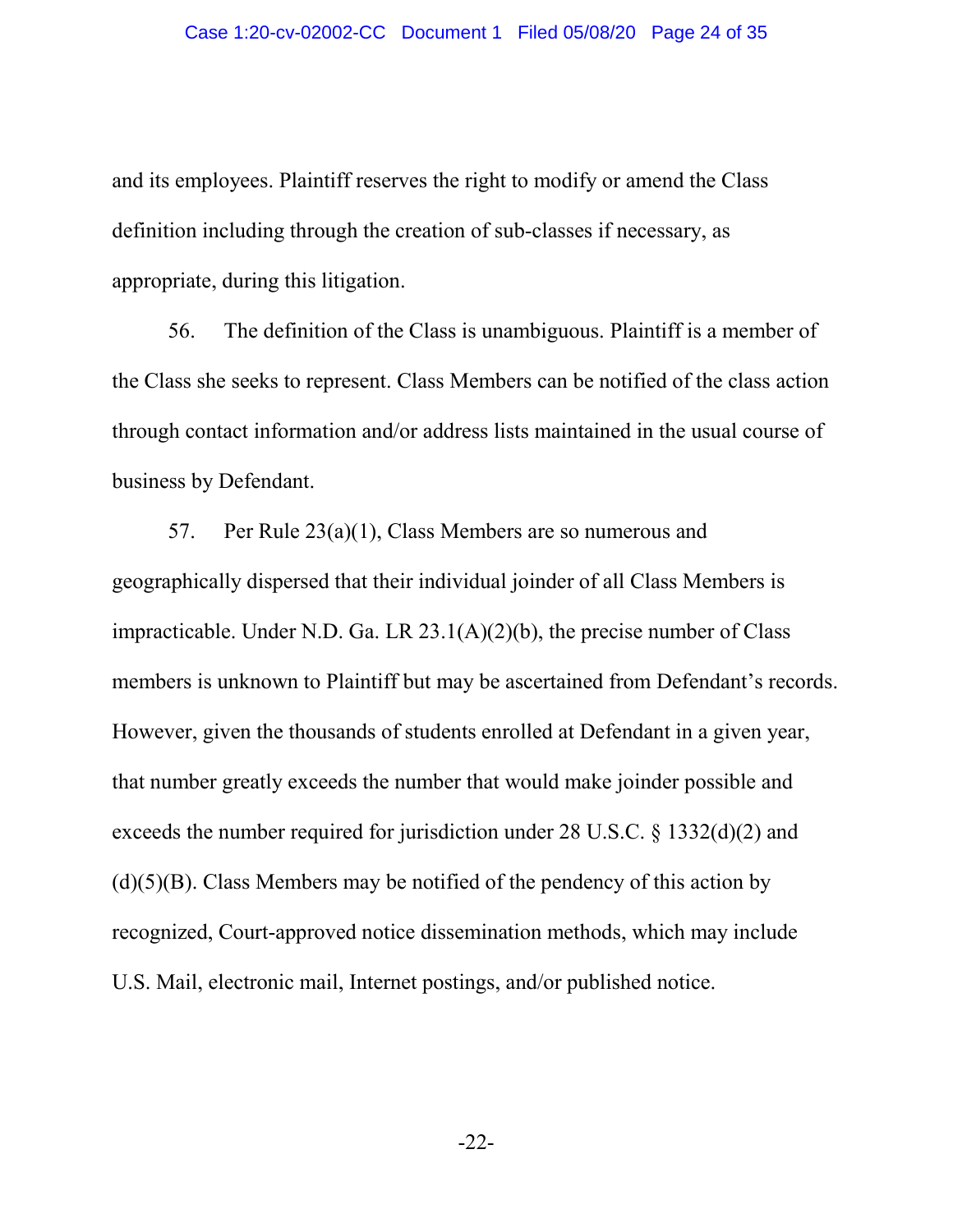and its employees. Plaintiff reserves the right to modify or amend the Class definition including through the creation of sub-classes if necessary, as appropriate, during this litigation.

56. The definition of the Class is unambiguous. Plaintiff is a member of the Class she seeks to represent. Class Members can be notified of the class action through contact information and/or address lists maintained in the usual course of business by Defendant.

57. Per Rule 23(a)(1), Class Members are so numerous and geographically dispersed that their individual joinder of all Class Members is impracticable. Under N.D. Ga. LR 23.1(A)(2)(b), the precise number of Class members is unknown to Plaintiff but may be ascertained from Defendant's records. However, given the thousands of students enrolled at Defendant in a given year, that number greatly exceeds the number that would make joinder possible and exceeds the number required for jurisdiction under 28 U.S.C. § 1332(d)(2) and (d)(5)(B). Class Members may be notified of the pendency of this action by recognized, Court-approved notice dissemination methods, which may include U.S. Mail, electronic mail, Internet postings, and/or published notice.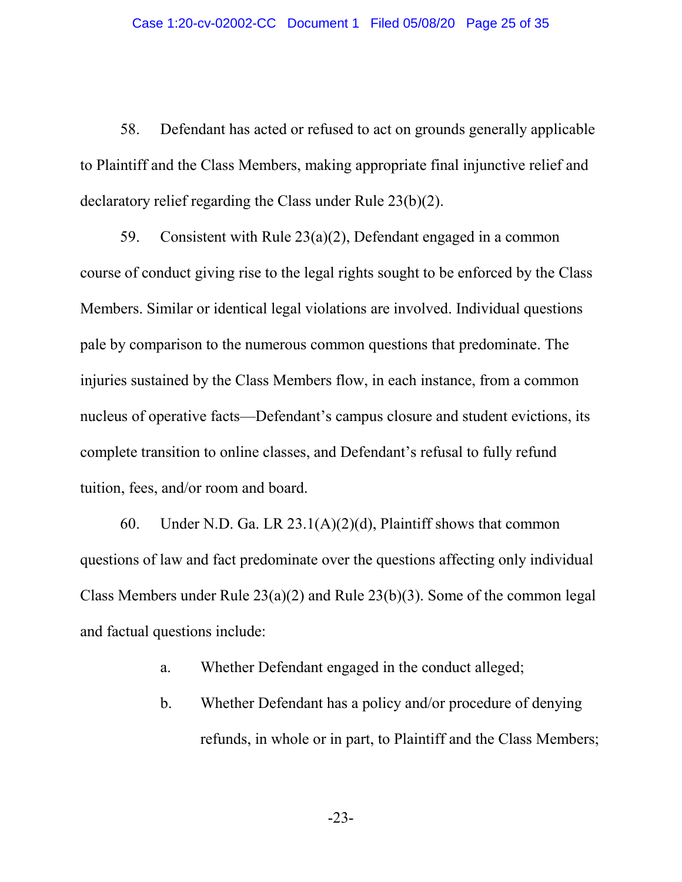58. Defendant has acted or refused to act on grounds generally applicable to Plaintiff and the Class Members, making appropriate final injunctive relief and declaratory relief regarding the Class under Rule 23(b)(2).

59. Consistent with Rule 23(a)(2), Defendant engaged in a common course of conduct giving rise to the legal rights sought to be enforced by the Class Members. Similar or identical legal violations are involved. Individual questions pale by comparison to the numerous common questions that predominate. The injuries sustained by the Class Members flow, in each instance, from a common nucleus of operative facts—Defendant's campus closure and student evictions, its complete transition to online classes, and Defendant's refusal to fully refund tuition, fees, and/or room and board.

60. Under N.D. Ga. LR 23.1(A)(2)(d), Plaintiff shows that common questions of law and fact predominate over the questions affecting only individual Class Members under Rule 23(a)(2) and Rule 23(b)(3). Some of the common legal and factual questions include:

a. Whether Defendant engaged in the conduct alleged;

b. Whether Defendant has a policy and/or procedure of denying refunds, in whole or in part, to Plaintiff and the Class Members;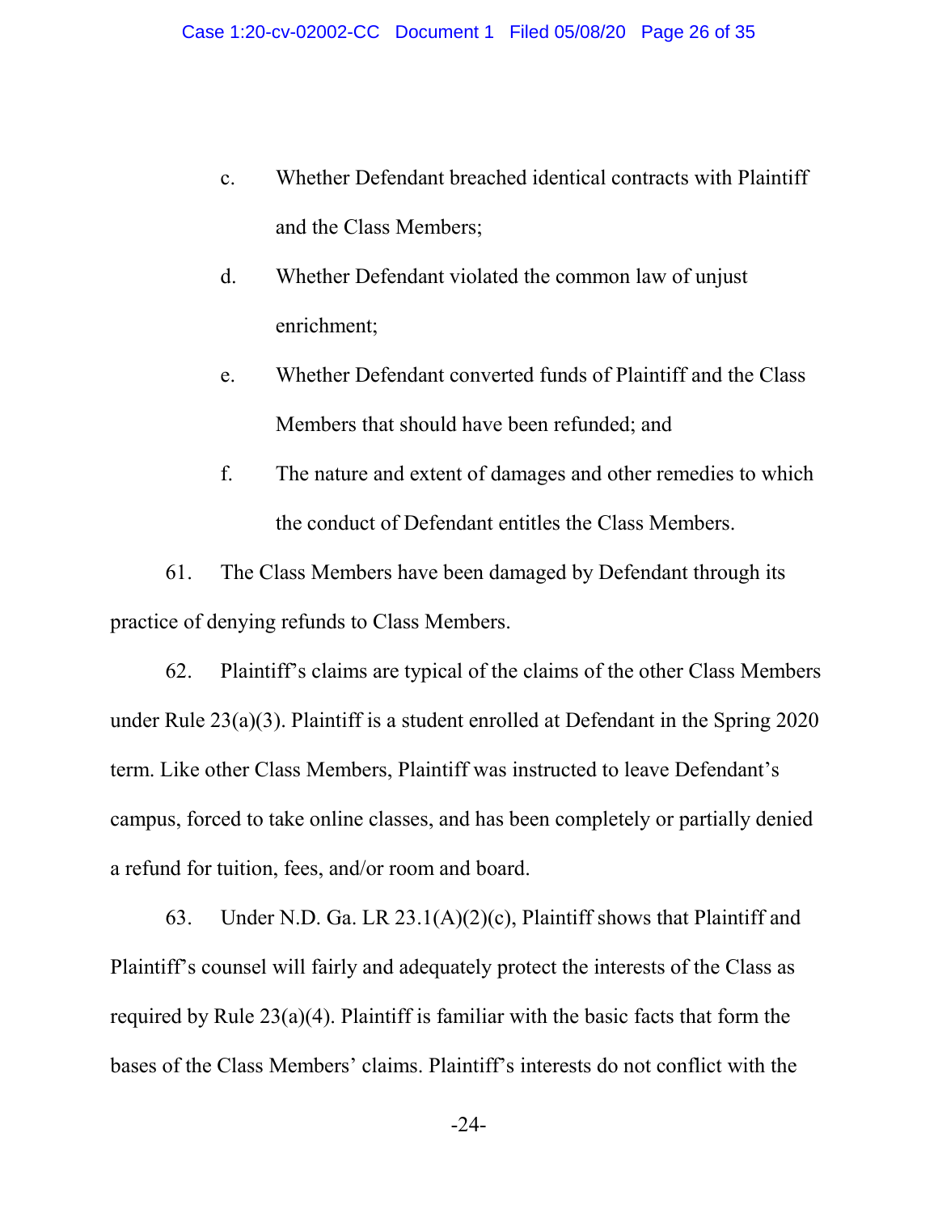c. Whether Defendant breached identical contracts with Plaintiff and the Class Members;

d. Whether Defendant violated the common law of unjust enrichment;

e. Whether Defendant converted funds of Plaintiff and the Class Members that should have been refunded; and

f. The nature and extent of damages and other remedies to which the conduct of Defendant entitles the Class Members.

61. The Class Members have been damaged by Defendant through its practice of denying refunds to Class Members.

62. Plaintiff's claims are typical of the claims of the other Class Members under Rule 23(a)(3). Plaintiff is a student enrolled at Defendant in the Spring 2020 term. Like other Class Members, Plaintiff was instructed to leave Defendant's campus, forced to take online classes, and has been completely or partially denied a refund for tuition, fees, and/or room and board.

63. Under N.D. Ga. LR 23.1(A)(2)(c), Plaintiff shows that Plaintiff and Plaintiff's counsel will fairly and adequately protect the interests of the Class as required by Rule 23(a)(4). Plaintiff is familiar with the basic facts that form the bases of the Class Members' claims. Plaintiff's interests do not conflict with the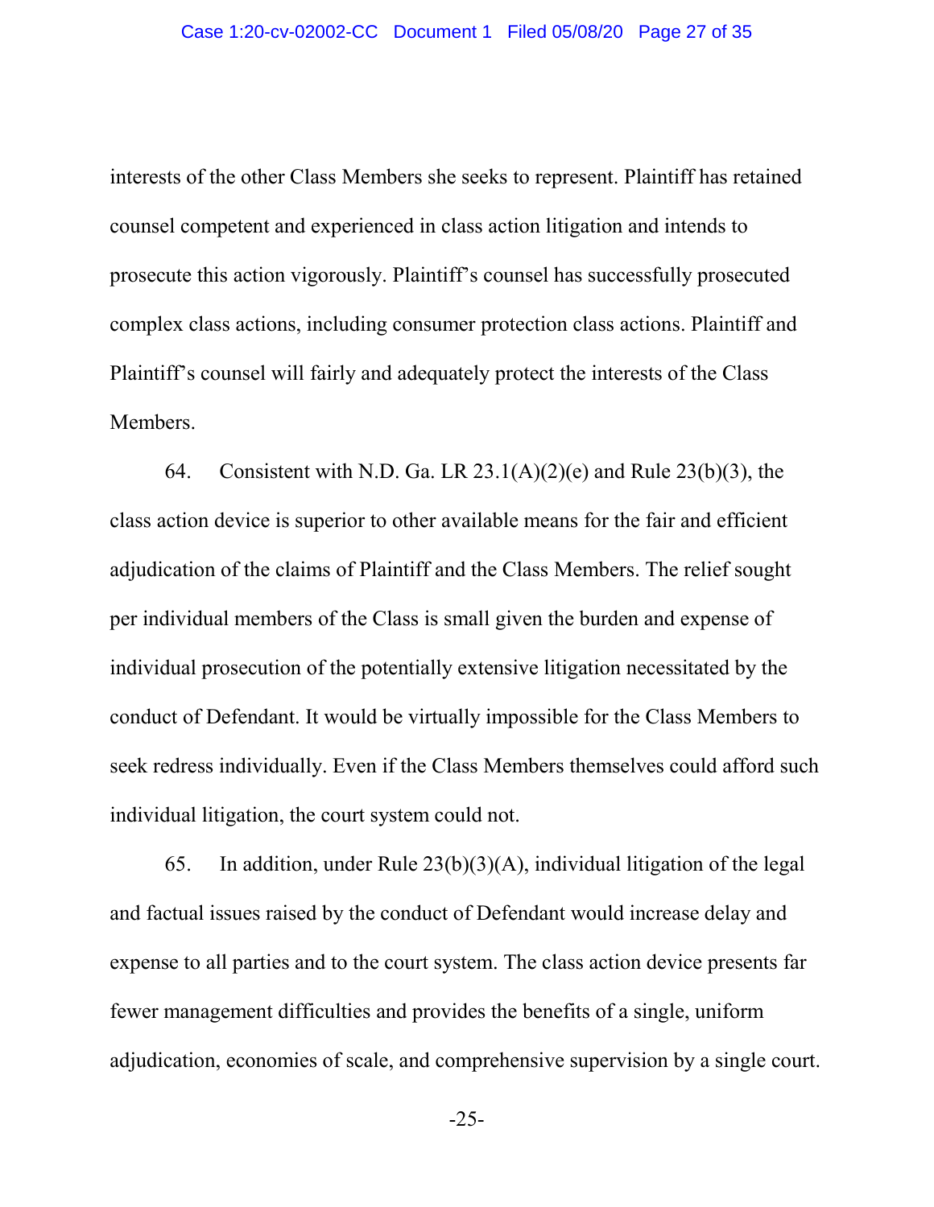interests of the other Class Members she seeks to represent. Plaintiff has retained counsel competent and experienced in class action litigation and intends to prosecute this action vigorously. Plaintiff's counsel has successfully prosecuted complex class actions, including consumer protection class actions. Plaintiff and Plaintiff's counsel will fairly and adequately protect the interests of the Class Members.

64. Consistent with N.D. Ga. LR 23.1(A)(2)(e) and Rule 23(b)(3), the class action device is superior to other available means for the fair and efficient adjudication of the claims of Plaintiff and the Class Members. The relief sought per individual members of the Class is small given the burden and expense of individual prosecution of the potentially extensive litigation necessitated by the conduct of Defendant. It would be virtually impossible for the Class Members to seek redress individually. Even if the Class Members themselves could afford such individual litigation, the court system could not.

65. In addition, under Rule 23(b)(3)(A), individual litigation of the legal and factual issues raised by the conduct of Defendant would increase delay and expense to all parties and to the court system. The class action device presents far fewer management difficulties and provides the benefits of a single, uniform adjudication, economies of scale, and comprehensive supervision by a single court.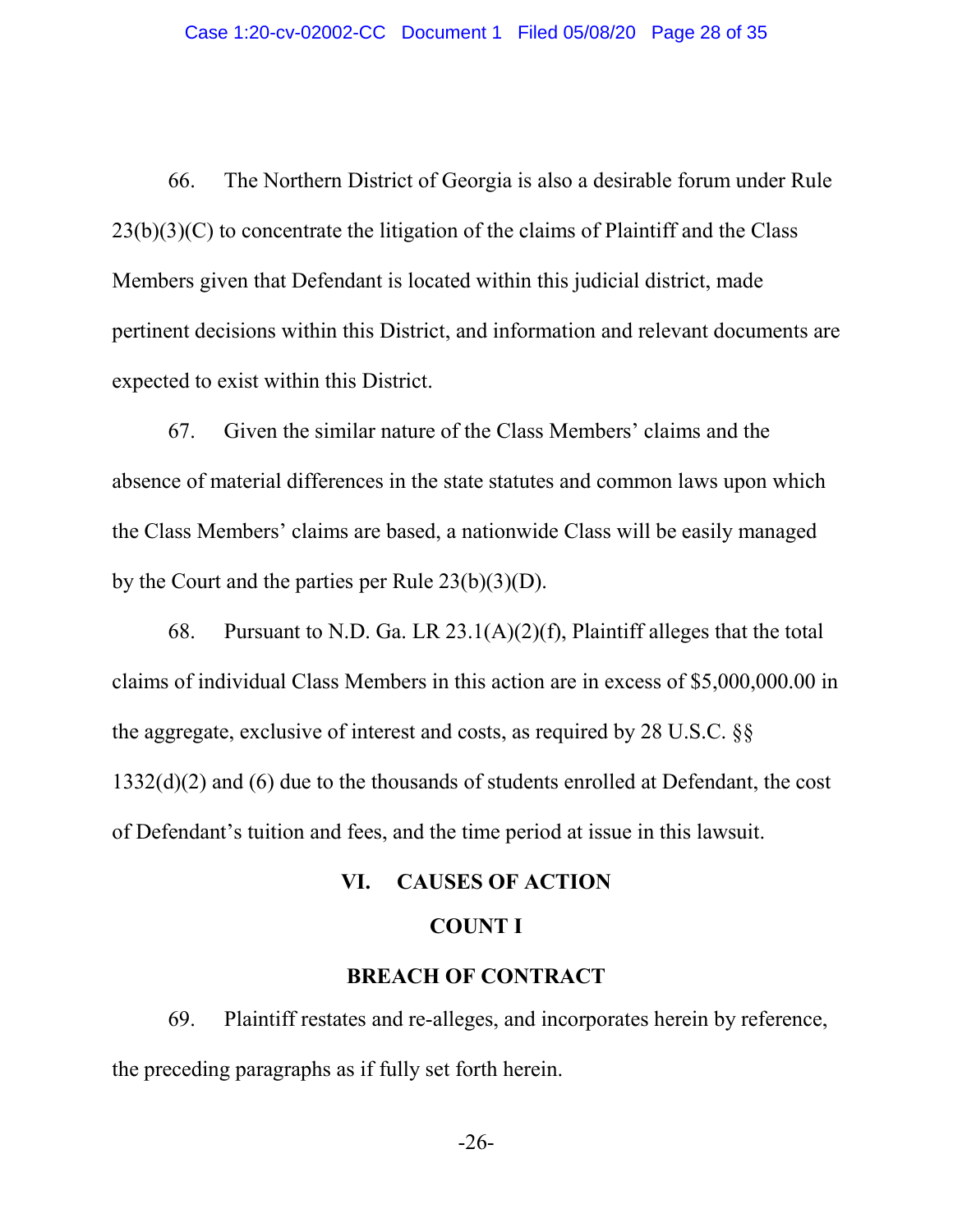66. The Northern District of Georgia is also a desirable forum under Rule 23(b)(3)(C) to concentrate the litigation of the claims of Plaintiff and the Class Members given that Defendant is located within this judicial district, made pertinent decisions within this District, and information and relevant documents are expected to exist within this District.

67. Given the similar nature of the Class Members' claims and the absence of material differences in the state statutes and common laws upon which the Class Members' claims are based, a nationwide Class will be easily managed by the Court and the parties per Rule 23(b)(3)(D).

68. Pursuant to N.D. Ga. LR 23.1(A)(2)(f), Plaintiff alleges that the total claims of individual Class Members in this action are in excess of $5,000,000.00 in the aggregate, exclusive of interest and costs, as required by 28 U.S.C. §§ 1332(d)(2) and (6) due to the thousands of students enrolled at Defendant, the cost of Defendant's tuition and fees, and the time period at issue in this lawsuit.

## VI. CAUSES OF ACTION

### COUNT I

### BREACH OF CONTRACT

69. Plaintiff restates and re-alleges, and incorporates herein by reference, the preceding paragraphs as if fully set forth herein.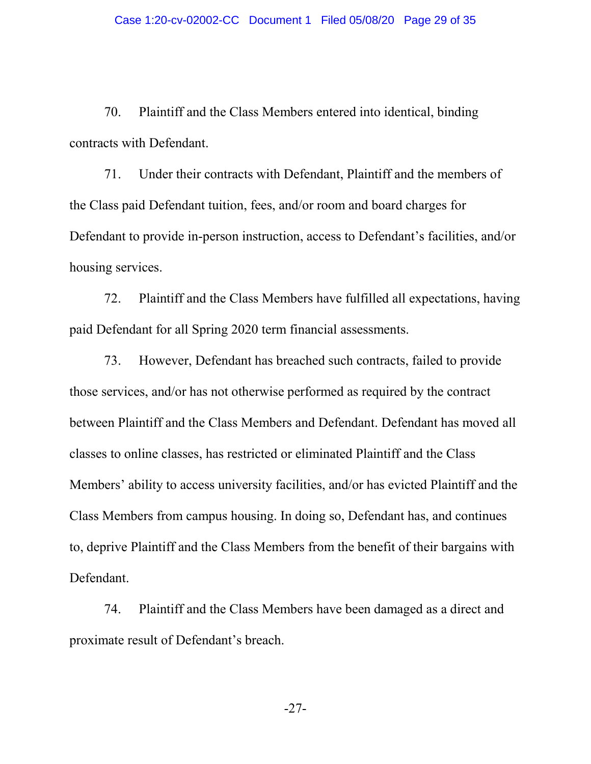70. Plaintiff and the Class Members entered into identical, binding contracts with Defendant.

71. Under their contracts with Defendant, Plaintiff and the members of the Class paid Defendant tuition, fees, and/or room and board charges for Defendant to provide in-person instruction, access to Defendant's facilities, and/or housing services.

72. Plaintiff and the Class Members have fulfilled all expectations, having paid Defendant for all Spring 2020 term financial assessments.

73. However, Defendant has breached such contracts, failed to provide those services, and/or has not otherwise performed as required by the contract between Plaintiff and the Class Members and Defendant. Defendant has moved all classes to online classes, has restricted or eliminated Plaintiff and the Class Members' ability to access university facilities, and/or has evicted Plaintiff and the Class Members from campus housing. In doing so, Defendant has, and continues to, deprive Plaintiff and the Class Members from the benefit of their bargains with Defendant.

74. Plaintiff and the Class Members have been damaged as a direct and proximate result of Defendant's breach.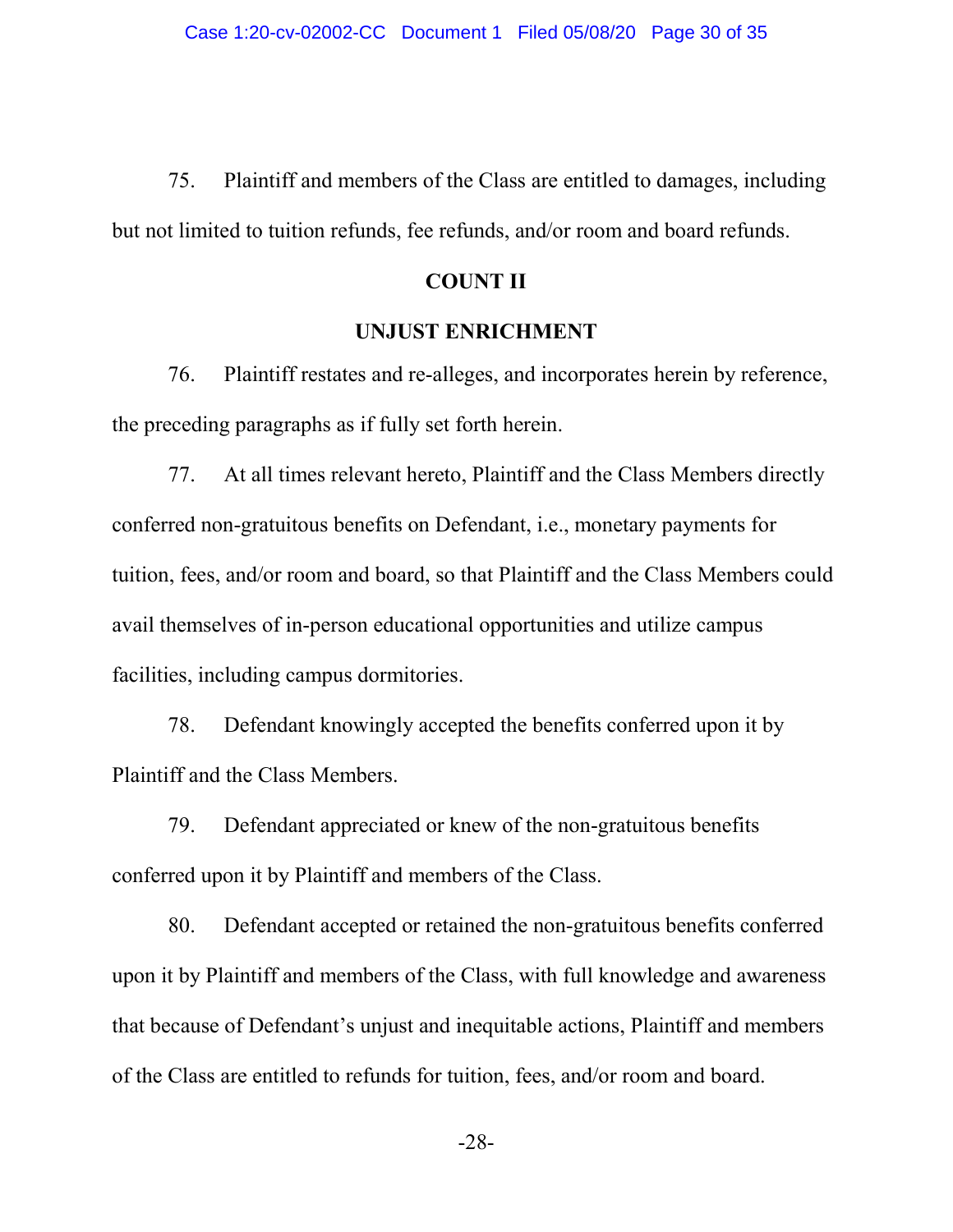75. Plaintiff and members of the Class are entitled to damages, including but not limited to tuition refunds, fee refunds, and/or room and board refunds.

**COUNT II**

**UNJUST ENRICHMENT**

76. Plaintiff restates and re-alleges, and incorporates herein by reference, the preceding paragraphs as if fully set forth herein.

77. At all times relevant hereto, Plaintiff and the Class Members directly conferred non-gratuitous benefits on Defendant, i.e., monetary payments for tuition, fees, and/or room and board, so that Plaintiff and the Class Members could avail themselves of in-person educational opportunities and utilize campus facilities, including campus dormitories.

78. Defendant knowingly accepted the benefits conferred upon it by Plaintiff and the Class Members.

79. Defendant appreciated or knew of the non-gratuitous benefits conferred upon it by Plaintiff and members of the Class.

80. Defendant accepted or retained the non-gratuitous benefits conferred upon it by Plaintiff and members of the Class, with full knowledge and awareness that because of Defendant's unjust and inequitable actions, Plaintiff and members of the Class are entitled to refunds for tuition, fees, and/or room and board.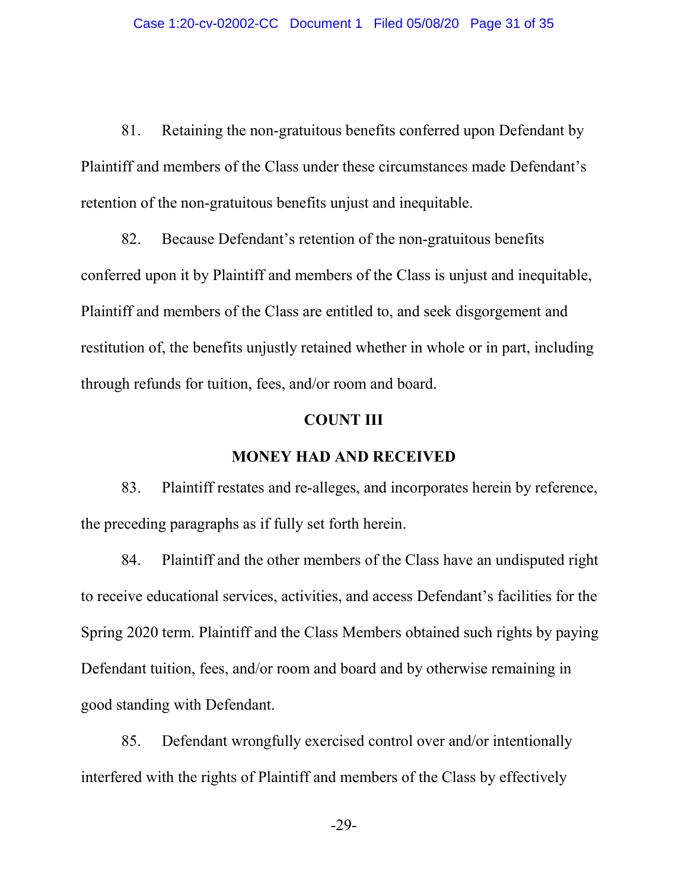81. Retaining the non-gratuitous benefits conferred upon Defendant by Plaintiff and members of the Class under these circumstances made Defendant's retention of the non-gratuitous benefits unjust and inequitable.

82. Because Defendant's retention of the non-gratuitous benefits conferred upon it by Plaintiff and members of the Class is unjust and inequitable, Plaintiff and members of the Class are entitled to, and seek disgorgement and restitution of, the benefits unjustly retained whether in whole or in part, including through refunds for tuition, fees, and/or room and board.

**COUNT III**

**MONEY HAD AND RECEIVED**

83. Plaintiff restates and re-alleges, and incorporates herein by reference, the preceding paragraphs as if fully set forth herein.

84. Plaintiff and the other members of the Class have an undisputed right to receive educational services, activities, and access Defendant's facilities for the Spring 2020 term. Plaintiff and the Class Members obtained such rights by paying Defendant tuition, fees, and/or room and board and by otherwise remaining in good standing with Defendant.

85. Defendant wrongfully exercised control over and/or intentionally interfered with the rights of Plaintiff and members of the Class by effectively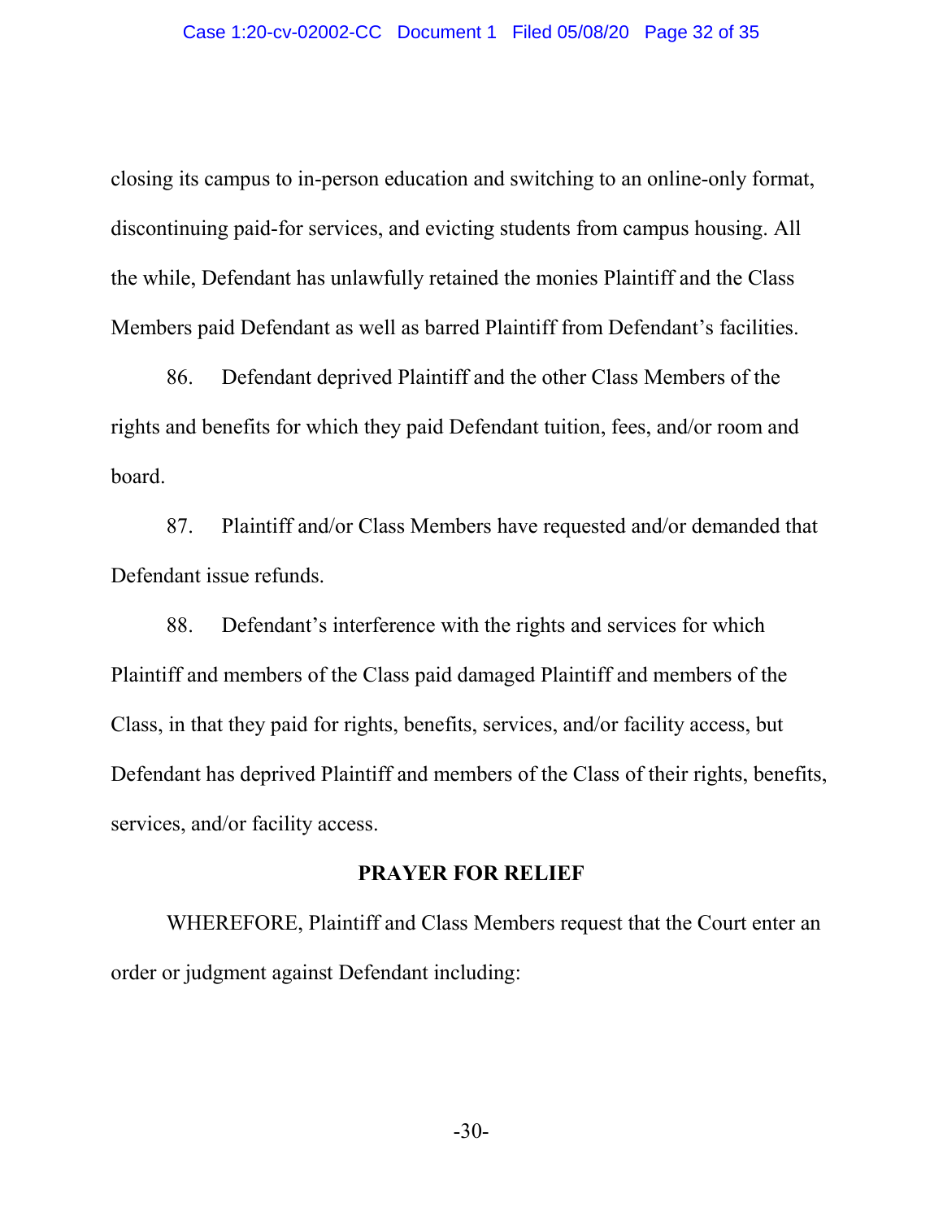closing its campus to in-person education and switching to an online-only format, discontinuing paid-for services, and evicting students from campus housing. All the while, Defendant has unlawfully retained the monies Plaintiff and the Class Members paid Defendant as well as barred Plaintiff from Defendant's facilities.

86. Defendant deprived Plaintiff and the other Class Members of the rights and benefits for which they paid Defendant tuition, fees, and/or room and board.

87. Plaintiff and/or Class Members have requested and/or demanded that Defendant issue refunds.

88. Defendant's interference with the rights and services for which Plaintiff and members of the Class paid damaged Plaintiff and members of the Class, in that they paid for rights, benefits, services, and/or facility access, but Defendant has deprived Plaintiff and members of the Class of their rights, benefits, services, and/or facility access.

## PRAYER FOR RELIEF

WHEREFORE, Plaintiff and Class Members request that the Court enter an order or judgment against Defendant including: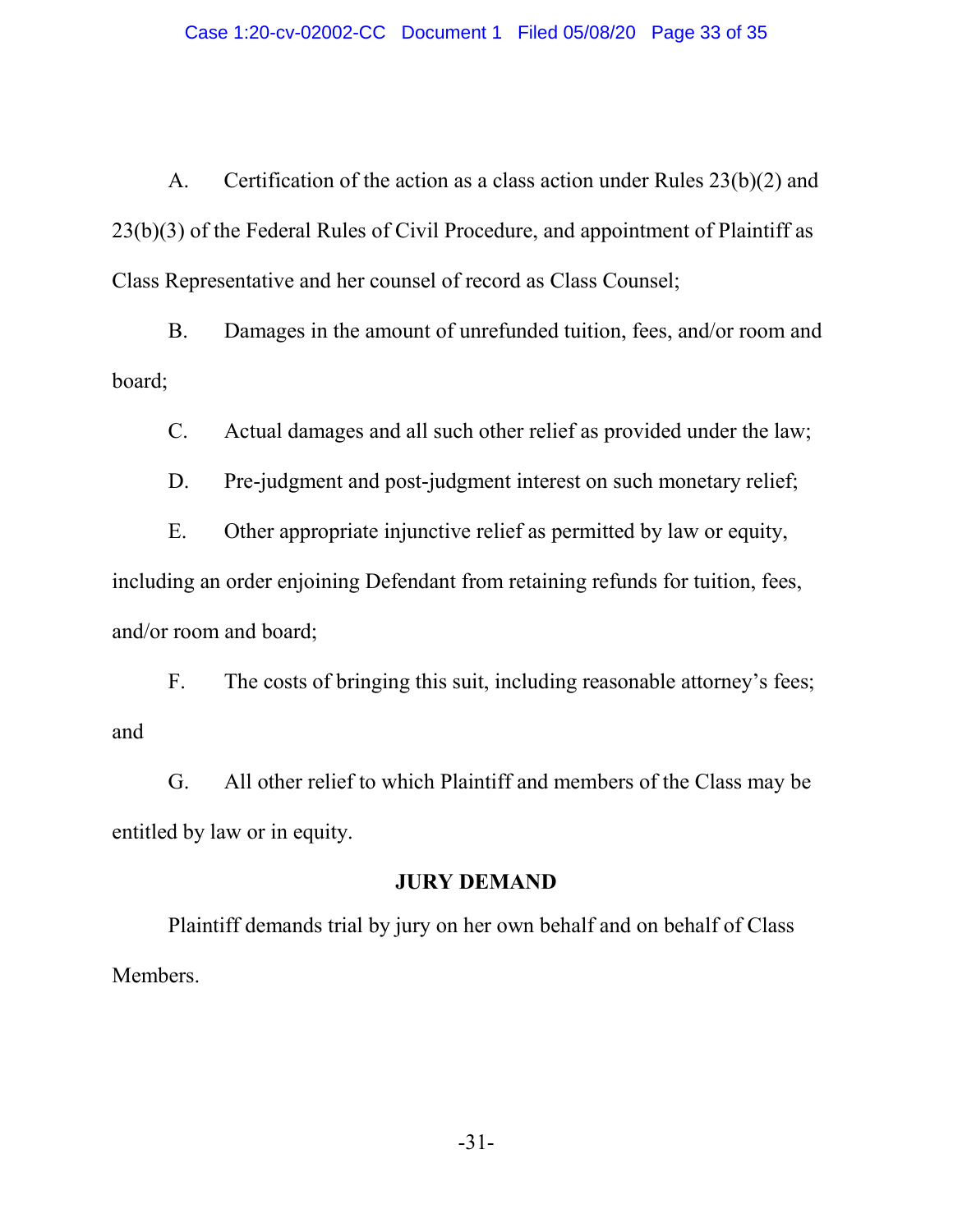A. Certification of the action as a class action under Rules 23(b)(2) and 23(b)(3) of the Federal Rules of Civil Procedure, and appointment of Plaintiff as Class Representative and her counsel of record as Class Counsel;

B. Damages in the amount of unrefunded tuition, fees, and/or room and board;

C. Actual damages and all such other relief as provided under the law;

D. Pre-judgment and post-judgment interest on such monetary relief;

E. Other appropriate injunctive relief as permitted by law or equity, including an order enjoining Defendant from retaining refunds for tuition, fees, and/or room and board;

F. The costs of bringing this suit, including reasonable attorney's fees; and

G. All other relief to which Plaintiff and members of the Class may be entitled by law or in equity.

**JURY DEMAND**

Plaintiff demands trial by jury on her own behalf and on behalf of Class Members.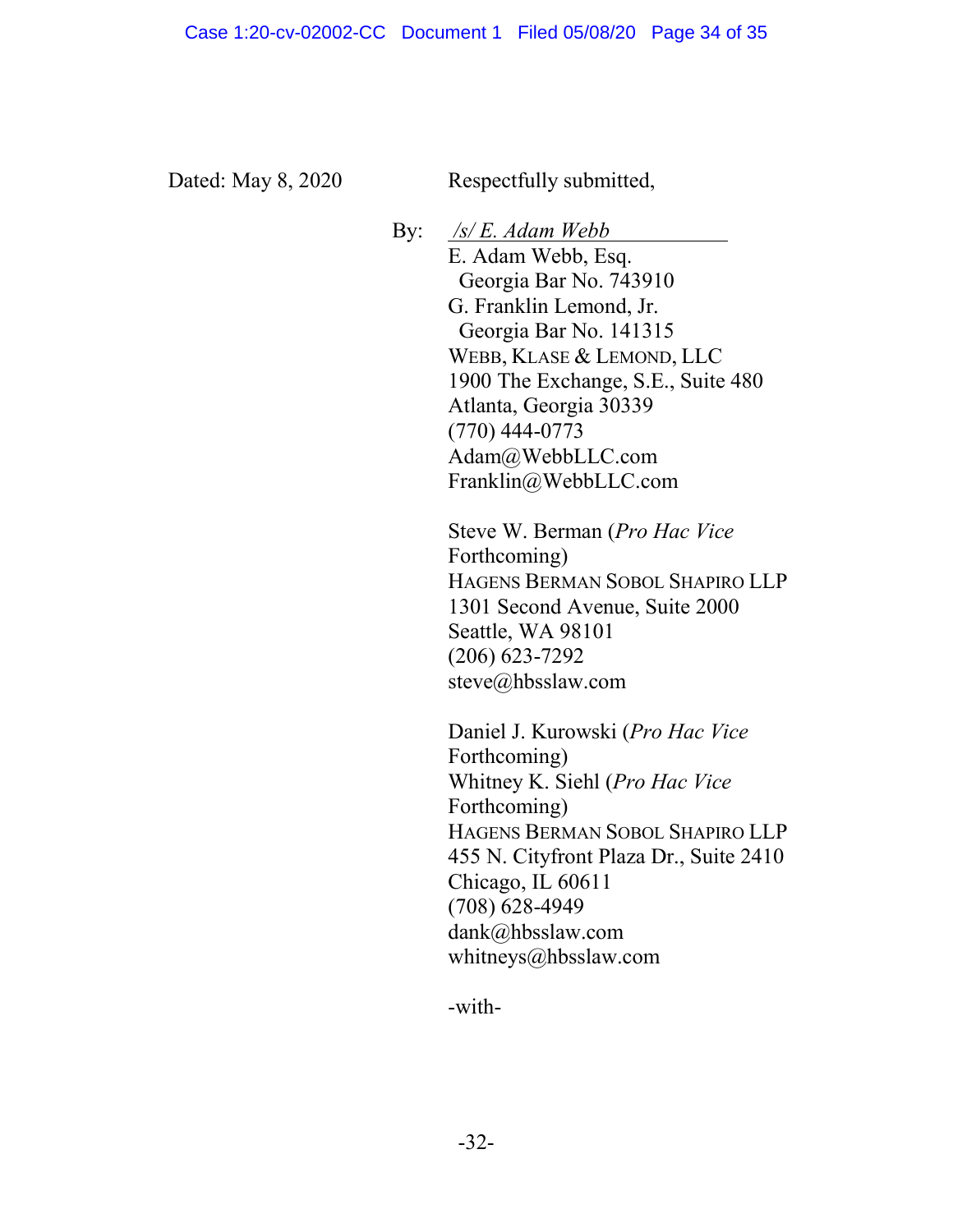Dated: May 8, 2020

Respectfully submitted,

By: */s/ E. Adam Webb*

E. Adam Webb, Esq.
Georgia Bar No. 743910
G. Franklin Lemond, Jr.
Georgia Bar No. 141315
WEBB, KLASE & LEMOND, LLC
1900 The Exchange, S.E., Suite 480
Atlanta, Georgia 30339
(770) 444-0773
Adam@WebbLLC.com
Franklin@WebbLLC.com

Steve W. Berman (*Pro Hac Vice* Forthcoming)
HAGENS BERMAN SOBOL SHAPIRO LLP
1301 Second Avenue, Suite 2000
Seattle, WA 98101
(206) 623-7292
steve@hbsslaw.com

Daniel J. Kurowski (*Pro Hac Vice* Forthcoming)
Whitney K. Siehl (*Pro Hac Vice* Forthcoming)
HAGENS BERMAN SOBOL SHAPIRO LLP
455 N. Cityfront Plaza Dr., Suite 2410
Chicago, IL 60611
(708) 628-4949
dank@hbsslaw.com
whitneys@hbsslaw.com

-with-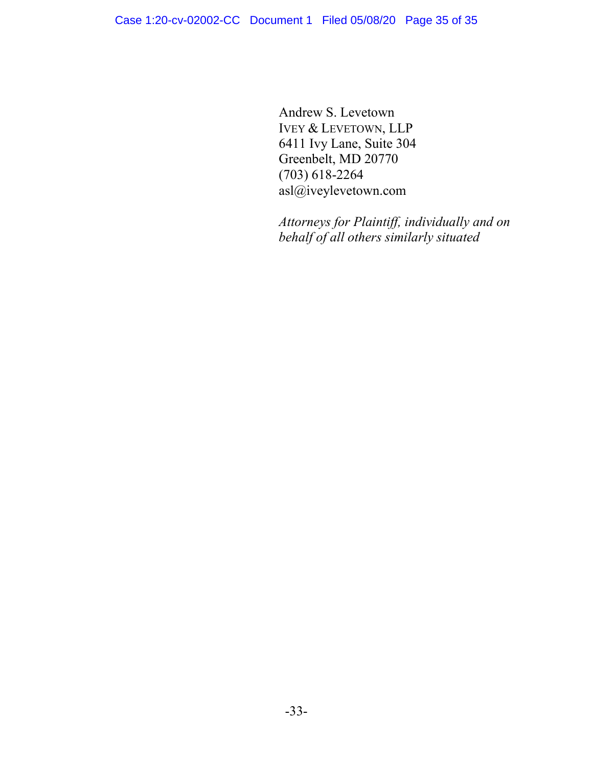Andrew S. Levetown
IVEY & LEVETOWN, LLP
6411 Ivy Lane, Suite 304
Greenbelt, MD 20770
(703) 618-2264
asl@iveylevetown.com

*Attorneys for Plaintiff, individually and on behalf of all others similarly situated*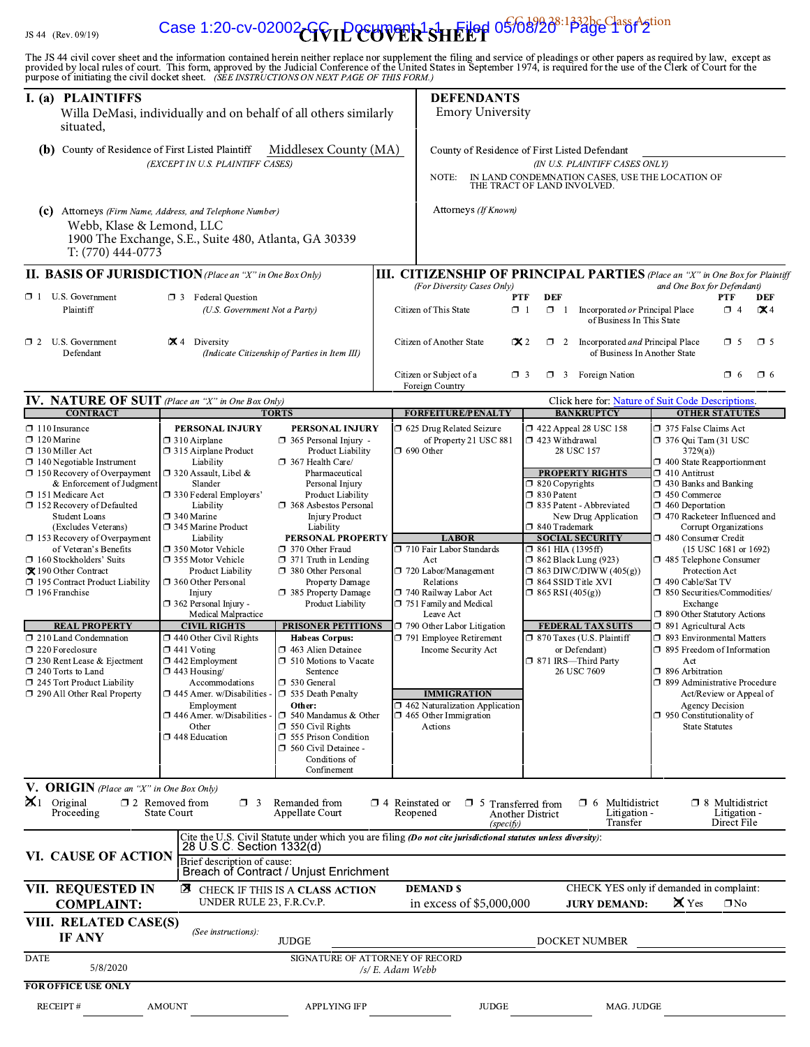JS 44 (Rev. 09/19)

# CIVIL COVER SHEET

The JS 44 civil cover sheet and the information contained herein neither replace nor supplement the filing and service of pleadings or other papers as required by law, except as provided by local rules of court. This form, approved by the Judicial Conference of the United States in September 1974, is required for the use of the Clerk of Court for the purpose of initiating the civil docket sheet. *(SEE INSTRUCTIONS ON NEXT PAGE OF THIS FORM.)*

## I. (a) PLAINTIFFS

Willa DeMasi, individually and on behalf of all others similarly situated,

**(b)** County of Residence of First Listed Plaintiff: Middlesex County (MA)
*(EXCEPT IN U.S. PLAINTIFF CASES)*

**(c)** Attorneys *(Firm Name, Address, and Telephone Number)*
Webb, Klase & Lemond, LLC
1900 The Exchange, S.E., Suite 480, Atlanta, GA 30339
T: (770) 444-0773

## DEFENDANTS

Emory University

County of Residence of First Listed Defendant
*(IN U.S. PLAINTIFF CASES ONLY)*

NOTE: IN LAND CONDEMNATION CASES, USE THE LOCATION OF THE TRACT OF LAND INVOLVED.

Attorneys *(If Known)*

## II. BASIS OF JURISDICTION *(Place an "X" in One Box Only)*

- ☐ 1 U.S. Government Plaintiff
- ☐ 3 Federal Question (U.S. Government Not a Party)
- ☐ 2 U.S. Government Defendant
- ☒ 4 Diversity (Indicate Citizenship of Parties in Item III)

## III. CITIZENSHIP OF PRINCIPAL PARTIES *(Place an "X" in One Box for Plaintiff and One Box for Defendant)* *(For Diversity Cases Only)*

| | PTF | DEF | | PTF | DEF |
|---|---|---|---|---|---|
| Citizen of This State | ☐ 1 | ☐ 1 | Incorporated *or* Principal Place of Business In This State | ☐ 4 | ☒ 4 |
| Citizen of Another State | ☒ 2 | ☐ 2 | Incorporated *and* Principal Place of Business In Another State | ☐ 5 | ☐ 5 |
| Citizen or Subject of a Foreign Country | ☐ 3 | ☐ 3 | Foreign Nation | ☐ 6 | ☐ 6 |

## IV. NATURE OF SUIT *(Place an "X" in One Box Only)*

Click here for: Nature of Suit Code Descriptions.

**CONTRACT**
- ☐ 110 Insurance
- ☐ 120 Marine
- ☐ 130 Miller Act
- ☐ 140 Negotiable Instrument
- ☐ 150 Recovery of Overpayment & Enforcement of Judgment
- ☐ 151 Medicare Act
- ☐ 152 Recovery of Defaulted Student Loans (Excludes Veterans)
- ☐ 153 Recovery of Overpayment of Veteran's Benefits
- ☐ 160 Stockholders' Suits
- ☒ 190 Other Contract
- ☐ 195 Contract Product Liability
- ☐ 196 Franchise

**REAL PROPERTY**
- ☐ 210 Land Condemnation
- ☐ 220 Foreclosure
- ☐ 230 Rent Lease & Ejectment
- ☐ 240 Torts to Land
- ☐ 245 Tort Product Liability
- ☐ 290 All Other Real Property

**TORTS — PERSONAL INJURY**
- ☐ 310 Airplane
- ☐ 315 Airplane Product Liability
- ☐ 320 Assault, Libel & Slander
- ☐ 330 Federal Employers' Liability
- ☐ 340 Marine
- ☐ 345 Marine Product Liability
- ☐ 350 Motor Vehicle
- ☐ 355 Motor Vehicle Product Liability
- ☐ 360 Other Personal Injury
- ☐ 362 Personal Injury - Medical Malpractice

**PERSONAL INJURY**
- ☐ 365 Personal Injury - Product Liability
- ☐ 367 Health Care/ Pharmaceutical Personal Injury Product Liability
- ☐ 368 Asbestos Personal Injury Product Liability

**PERSONAL PROPERTY**
- ☐ 370 Other Fraud
- ☐ 371 Truth in Lending
- ☐ 380 Other Personal Property Damage
- ☐ 385 Property Damage Product Liability

**CIVIL RIGHTS**
- ☐ 440 Other Civil Rights
- ☐ 441 Voting
- ☐ 442 Employment
- ☐ 443 Housing/ Accommodations
- ☐ 445 Amer. w/Disabilities - Employment
- ☐ 446 Amer. w/Disabilities - Other
- ☐ 448 Education

**PRISONER PETITIONS**
Habeas Corpus:
- ☐ 463 Alien Detainee
- ☐ 510 Motions to Vacate Sentence
- ☐ 530 General
- ☐ 535 Death Penalty

Other:
- ☐ 540 Mandamus & Other
- ☐ 550 Civil Rights
- ☐ 555 Prison Condition
- ☐ 560 Civil Detainee - Conditions of Confinement

**FORFEITURE/PENALTY**
- ☐ 625 Drug Related Seizure of Property 21 USC 881
- ☐ 690 Other

**LABOR**
- ☐ 710 Fair Labor Standards Act
- ☐ 720 Labor/Management Relations
- ☐ 740 Railway Labor Act
- ☐ 751 Family and Medical Leave Act
- ☐ 790 Other Labor Litigation
- ☐ 791 Employee Retirement Income Security Act

**IMMIGRATION**
- ☐ 462 Naturalization Application
- ☐ 465 Other Immigration Actions

**BANKRUPTCY**
- ☐ 422 Appeal 28 USC 158
- ☐ 423 Withdrawal 28 USC 157

**PROPERTY RIGHTS**
- ☐ 820 Copyrights
- ☐ 830 Patent
- ☐ 835 Patent - Abbreviated New Drug Application
- ☐ 840 Trademark

**SOCIAL SECURITY**
- ☐ 861 HIA (1395ff)
- ☐ 862 Black Lung (923)
- ☐ 863 DIWC/DIWW (405(g))
- ☐ 864 SSID Title XVI
- ☐ 865 RSI (405(g))

**FEDERAL TAX SUITS**
- ☐ 870 Taxes (U.S. Plaintiff or Defendant)
- ☐ 871 IRS—Third Party 26 USC 7609

**OTHER STATUTES**
- ☐ 375 False Claims Act
- ☐ 376 Qui Tam (31 USC 3729(a))
- ☐ 400 State Reapportionment
- ☐ 410 Antitrust
- ☐ 430 Banks and Banking
- ☐ 450 Commerce
- ☐ 460 Deportation
- ☐ 470 Racketeer Influenced and Corrupt Organizations
- ☐ 480 Consumer Credit (15 USC 1681 or 1692)
- ☐ 485 Telephone Consumer Protection Act
- ☐ 490 Cable/Sat TV
- ☐ 850 Securities/Commodities/ Exchange
- ☐ 890 Other Statutory Actions
- ☐ 891 Agricultural Acts
- ☐ 893 Environmental Matters
- ☐ 895 Freedom of Information Act
- ☐ 896 Arbitration
- ☐ 899 Administrative Procedure Act/Review or Appeal of Agency Decision
- ☐ 950 Constitutionality of State Statutes

## V. ORIGIN *(Place an "X" in One Box Only)*

- ☒ 1 Original Proceeding
- ☐ 2 Removed from State Court
- ☐ 3 Remanded from Appellate Court
- ☐ 4 Reinstated or Reopened
- ☐ 5 Transferred from Another District *(specify)*
- ☐ 6 Multidistrict Litigation - Transfer
- ☐ 8 Multidistrict Litigation - Direct File

## VI. CAUSE OF ACTION

Cite the U.S. Civil Statute under which you are filing *(Do not cite jurisdictional statutes unless diversity)*:
28 U.S.C. Section 1332(d)

Brief description of cause:
Breach of Contract / Unjust Enrichment

## VII. REQUESTED IN COMPLAINT:

☒ CHECK IF THIS IS A CLASS ACTION UNDER RULE 23, F.R.Cv.P.

DEMAND $: in excess of $5,000,000

CHECK YES only if demanded in complaint: JURY DEMAND: ☒ Yes ☐ No

## VIII. RELATED CASE(S) IF ANY

*(See instructions)*: JUDGE ______ DOCKET NUMBER ______

DATE: 5/8/2020

SIGNATURE OF ATTORNEY OF RECORD: */s/ E. Adam Webb*

**FOR OFFICE USE ONLY**

RECEIPT # ______ AMOUNT ______ APPLYING IFP ______ JUDGE ______ MAG. JUDGE ______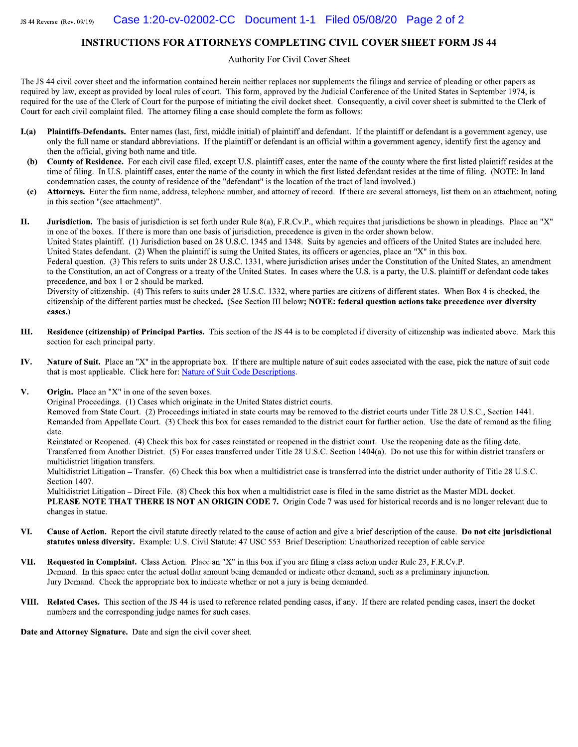## INSTRUCTIONS FOR ATTORNEYS COMPLETING CIVIL COVER SHEET FORM JS 44

Authority For Civil Cover Sheet

The JS 44 civil cover sheet and the information contained herein neither replaces nor supplements the filings and service of pleading or other papers as required by law, except as provided by local rules of court. This form, approved by the Judicial Conference of the United States in September 1974, is required for the use of the Clerk of Court for the purpose of initiating the civil docket sheet. Consequently, a civil cover sheet is submitted to the Clerk of Court for each civil complaint filed. The attorney filing a case should complete the form as follows:

**I.(a)** **Plaintiffs-Defendants.** Enter names (last, first, middle initial) of plaintiff and defendant. If the plaintiff or defendant is a government agency, use only the full name or standard abbreviations. If the plaintiff or defendant is an official within a government agency, identify first the agency and then the official, giving both name and title.

**(b)** **County of Residence.** For each civil case filed, except U.S. plaintiff cases, enter the name of the county where the first listed plaintiff resides at the time of filing. In U.S. plaintiff cases, enter the name of the county in which the first listed defendant resides at the time of filing. (NOTE: In land condemnation cases, the county of residence of the "defendant" is the location of the tract of land involved.)

**(c)** **Attorneys.** Enter the firm name, address, telephone number, and attorney of record. If there are several attorneys, list them on an attachment, noting in this section "(see attachment)".

**II.** **Jurisdiction.** The basis of jurisdiction is set forth under Rule 8(a), F.R.Cv.P., which requires that jurisdictions be shown in pleadings. Place an "X" in one of the boxes. If there is more than one basis of jurisdiction, precedence is given in the order shown below.
United States plaintiff. (1) Jurisdiction based on 28 U.S.C. 1345 and 1348. Suits by agencies and officers of the United States are included here.
United States defendant. (2) When the plaintiff is suing the United States, its officers or agencies, place an "X" in this box.
Federal question. (3) This refers to suits under 28 U.S.C. 1331, where jurisdiction arises under the Constitution of the United States, an amendment to the Constitution, an act of Congress or a treaty of the United States. In cases where the U.S. is a party, the U.S. plaintiff or defendant code takes precedence, and box 1 or 2 should be marked.
Diversity of citizenship. (4) This refers to suits under 28 U.S.C. 1332, where parties are citizens of different states. When Box 4 is checked, the citizenship of the different parties must be checked. (See Section III below; **NOTE: federal question actions take precedence over diversity cases.**)

**III.** **Residence (citizenship) of Principal Parties.** This section of the JS 44 is to be completed if diversity of citizenship was indicated above. Mark this section for each principal party.

**IV.** **Nature of Suit.** Place an "X" in the appropriate box. If there are multiple nature of suit codes associated with the case, pick the nature of suit code that is most applicable. Click here for: Nature of Suit Code Descriptions.

**V.** **Origin.** Place an "X" in one of the seven boxes.
Original Proceedings. (1) Cases which originate in the United States district courts.
Removed from State Court. (2) Proceedings initiated in state courts may be removed to the district courts under Title 28 U.S.C., Section 1441.
Remanded from Appellate Court. (3) Check this box for cases remanded to the district court for further action. Use the date of remand as the filing date.
Reinstated or Reopened. (4) Check this box for cases reinstated or reopened in the district court. Use the reopening date as the filing date.
Transferred from Another District. (5) For cases transferred under Title 28 U.S.C. Section 1404(a). Do not use this for within district transfers or multidistrict litigation transfers.
Multidistrict Litigation – Transfer. (6) Check this box when a multidistrict case is transferred into the district under authority of Title 28 U.S.C. Section 1407.
Multidistrict Litigation – Direct File. (8) Check this box when a multidistrict case is filed in the same district as the Master MDL docket.
**PLEASE NOTE THAT THERE IS NOT AN ORIGIN CODE 7.** Origin Code 7 was used for historical records and is no longer relevant due to changes in statue.

**VI.** **Cause of Action.** Report the civil statute directly related to the cause of action and give a brief description of the cause. **Do not cite jurisdictional statutes unless diversity.** Example: U.S. Civil Statute: 47 USC 553 Brief Description: Unauthorized reception of cable service

**VII.** **Requested in Complaint.** Class Action. Place an "X" in this box if you are filing a class action under Rule 23, F.R.Cv.P.
Demand. In this space enter the actual dollar amount being demanded or indicate other demand, such as a preliminary injunction.
Jury Demand. Check the appropriate box to indicate whether or not a jury is being demanded.

**VIII.** **Related Cases.** This section of the JS 44 is used to reference related pending cases, if any. If there are related pending cases, insert the docket numbers and the corresponding judge names for such cases.

**Date and Attorney Signature.** Date and sign the civil cover sheet.